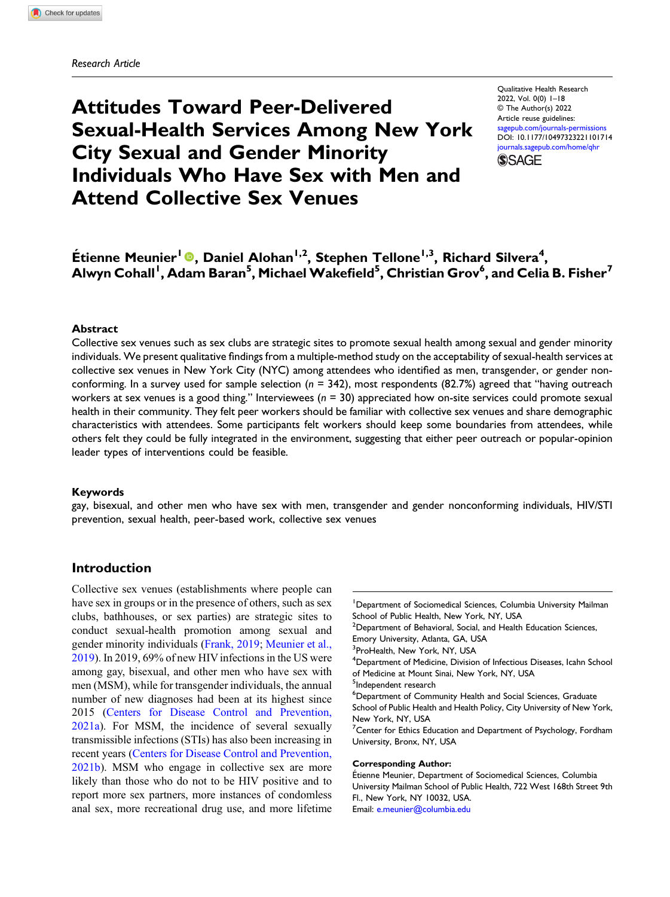*Research Article*

# Attitudes Toward Peer-Delivered Sexual-Health Services Among New York City Sexual and Gender Minority Individuals Who Have Sex with Men and Attend Collective Sex Venues

Qualitative Health Research
2022, Vol. 0(0) 1–18
© The Author(s) 2022
Article reuse guidelines: sagepub.com/journals-permissions
DOI: 10.1177/10497323221101714
journals.sagepub.com/home/qhr

**Étienne Meunier[1], Daniel Alohan[1,2], Stephen Tellone[1,3], Richard Silvera[4], Alwyn Cohall[1], Adam Baran[5], Michael Wakefield[5], Christian Grov[6], and Celia B. Fisher[7]**

### Abstract

Collective sex venues such as sex clubs are strategic sites to promote sexual health among sexual and gender minority individuals. We present qualitative findings from a multiple-method study on the acceptability of sexual-health services at collective sex venues in New York City (NYC) among attendees who identified as men, transgender, or gender non-conforming. In a survey used for sample selection ($n$ = 342), most respondents (82.7%) agreed that "having outreach workers at sex venues is a good thing." Interviewees ($n$ = 30) appreciated how on-site services could promote sexual health in their community. They felt peer workers should be familiar with collective sex venues and share demographic characteristics with attendees. Some participants felt workers should keep some boundaries from attendees, while others felt they could be fully integrated in the environment, suggesting that either peer outreach or popular-opinion leader types of interventions could be feasible.

### Keywords

gay, bisexual, and other men who have sex with men, transgender and gender nonconforming individuals, HIV/STI prevention, sexual health, peer-based work, collective sex venues

## Introduction

Collective sex venues (establishments where people can have sex in groups or in the presence of others, such as sex clubs, bathhouses, or sex parties) are strategic sites to conduct sexual-health promotion among sexual and gender minority individuals (Frank, 2019; Meunier et al., 2019). In 2019, 69% of new HIV infections in the US were among gay, bisexual, and other men who have sex with men (MSM), while for transgender individuals, the annual number of new diagnoses had been at its highest since 2015 (Centers for Disease Control and Prevention, 2021a). For MSM, the incidence of several sexually transmissible infections (STIs) has also been increasing in recent years (Centers for Disease Control and Prevention, 2021b). MSM who engage in collective sex are more likely than those who do not to be HIV positive and to report more sex partners, more instances of condomless anal sex, more recreational drug use, and more lifetime

---

[1]Department of Sociomedical Sciences, Columbia University Mailman School of Public Health, New York, NY, USA
[2]Department of Behavioral, Social, and Health Education Sciences, Emory University, Atlanta, GA, USA
[3]ProHealth, New York, NY, USA
[4]Department of Medicine, Division of Infectious Diseases, Icahn School of Medicine at Mount Sinai, New York, NY, USA
[5]Independent research
[6]Department of Community Health and Social Sciences, Graduate School of Public Health and Health Policy, City University of New York, New York, NY, USA
[7]Center for Ethics Education and Department of Psychology, Fordham University, Bronx, NY, USA

**Corresponding Author:**
Étienne Meunier, Department of Sociomedical Sciences, Columbia University Mailman School of Public Health, 722 West 168th Street 9th Fl., New York, NY 10032, USA.
Email: e.meunier@columbia.edu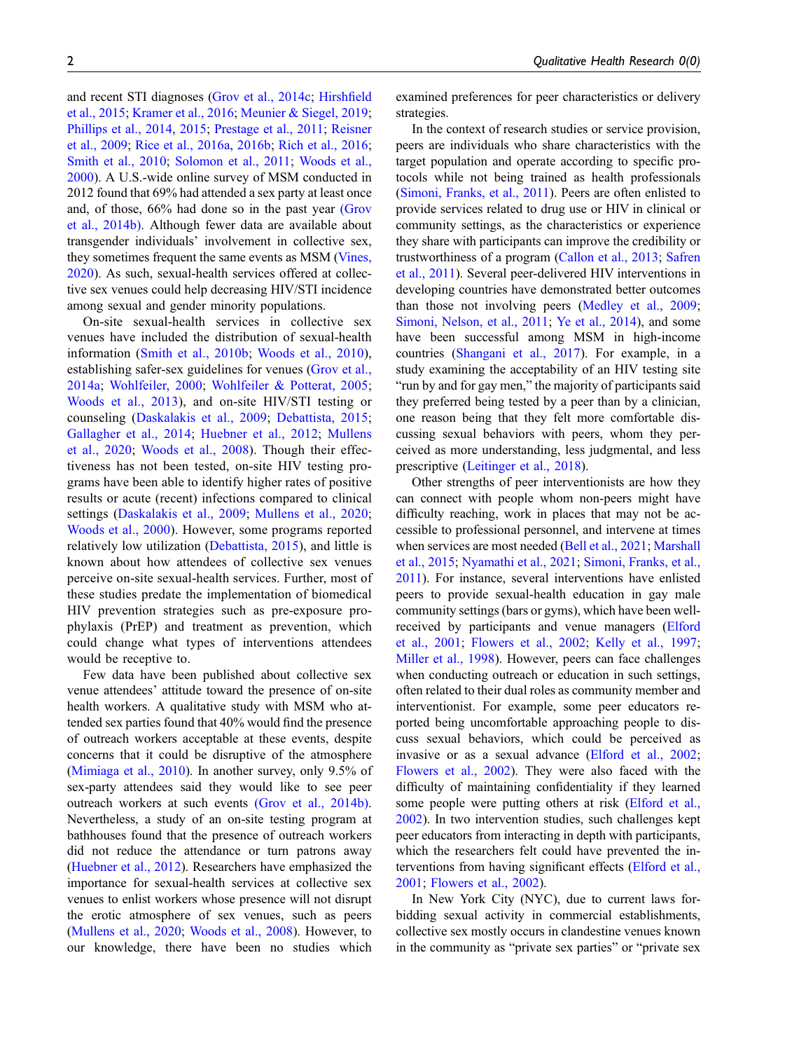and recent STI diagnoses (Grov et al., 2014c; Hirshfield et al., 2015; Kramer et al., 2016; Meunier & Siegel, 2019; Phillips et al., 2014, 2015; Prestage et al., 2011; Reisner et al., 2009; Rice et al., 2016a, 2016b; Rich et al., 2016; Smith et al., 2010; Solomon et al., 2011; Woods et al., 2000). A U.S.-wide online survey of MSM conducted in 2012 found that 69% had attended a sex party at least once and, of those, 66% had done so in the past year (Grov et al., 2014b). Although fewer data are available about transgender individuals' involvement in collective sex, they sometimes frequent the same events as MSM (Vines, 2020). As such, sexual-health services offered at collective sex venues could help decreasing HIV/STI incidence among sexual and gender minority populations.

On-site sexual-health services in collective sex venues have included the distribution of sexual-health information (Smith et al., 2010b; Woods et al., 2010), establishing safer-sex guidelines for venues (Grov et al., 2014a; Wohlfeiler, 2000; Wohlfeiler & Potterat, 2005; Woods et al., 2013), and on-site HIV/STI testing or counseling (Daskalakis et al., 2009; Debattista, 2015; Gallagher et al., 2014; Huebner et al., 2012; Mullens et al., 2020; Woods et al., 2008). Though their effectiveness has not been tested, on-site HIV testing programs have been able to identify higher rates of positive results or acute (recent) infections compared to clinical settings (Daskalakis et al., 2009; Mullens et al., 2020; Woods et al., 2000). However, some programs reported relatively low utilization (Debattista, 2015), and little is known about how attendees of collective sex venues perceive on-site sexual-health services. Further, most of these studies predate the implementation of biomedical HIV prevention strategies such as pre-exposure prophylaxis (PrEP) and treatment as prevention, which could change what types of interventions attendees would be receptive to.

Few data have been published about collective sex venue attendees' attitude toward the presence of on-site health workers. A qualitative study with MSM who attended sex parties found that 40% would find the presence of outreach workers acceptable at these events, despite concerns that it could be disruptive of the atmosphere (Mimiaga et al., 2010). In another survey, only 9.5% of sex-party attendees said they would like to see peer outreach workers at such events (Grov et al., 2014b). Nevertheless, a study of an on-site testing program at bathhouses found that the presence of outreach workers did not reduce the attendance or turn patrons away (Huebner et al., 2012). Researchers have emphasized the importance for sexual-health services at collective sex venues to enlist workers whose presence will not disrupt the erotic atmosphere of sex venues, such as peers (Mullens et al., 2020; Woods et al., 2008). However, to our knowledge, there have been no studies which examined preferences for peer characteristics or delivery strategies.

In the context of research studies or service provision, peers are individuals who share characteristics with the target population and operate according to specific protocols while not being trained as health professionals (Simoni, Franks, et al., 2011). Peers are often enlisted to provide services related to drug use or HIV in clinical or community settings, as the characteristics or experience they share with participants can improve the credibility or trustworthiness of a program (Callon et al., 2013; Safren et al., 2011). Several peer-delivered HIV interventions in developing countries have demonstrated better outcomes than those not involving peers (Medley et al., 2009; Simoni, Nelson, et al., 2011; Ye et al., 2014), and some have been successful among MSM in high-income countries (Shangani et al., 2017). For example, in a study examining the acceptability of an HIV testing site "run by and for gay men," the majority of participants said they preferred being tested by a peer than by a clinician, one reason being that they felt more comfortable discussing sexual behaviors with peers, whom they perceived as more understanding, less judgmental, and less prescriptive (Leitinger et al., 2018).

Other strengths of peer interventionists are how they can connect with people whom non-peers might have difficulty reaching, work in places that may not be accessible to professional personnel, and intervene at times when services are most needed (Bell et al., 2021; Marshall et al., 2015; Nyamathi et al., 2021; Simoni, Franks, et al., 2011). For instance, several interventions have enlisted peers to provide sexual-health education in gay male community settings (bars or gyms), which have been well-received by participants and venue managers (Elford et al., 2001; Flowers et al., 2002; Kelly et al., 1997; Miller et al., 1998). However, peers can face challenges when conducting outreach or education in such settings, often related to their dual roles as community member and interventionist. For example, some peer educators reported being uncomfortable approaching people to discuss sexual behaviors, which could be perceived as invasive or as a sexual advance (Elford et al., 2002; Flowers et al., 2002). They were also faced with the difficulty of maintaining confidentiality if they learned some people were putting others at risk (Elford et al., 2002). In two intervention studies, such challenges kept peer educators from interacting in depth with participants, which the researchers felt could have prevented the interventions from having significant effects (Elford et al., 2001; Flowers et al., 2002).

In New York City (NYC), due to current laws forbidding sexual activity in commercial establishments, collective sex mostly occurs in clandestine venues known in the community as "private sex parties" or "private sex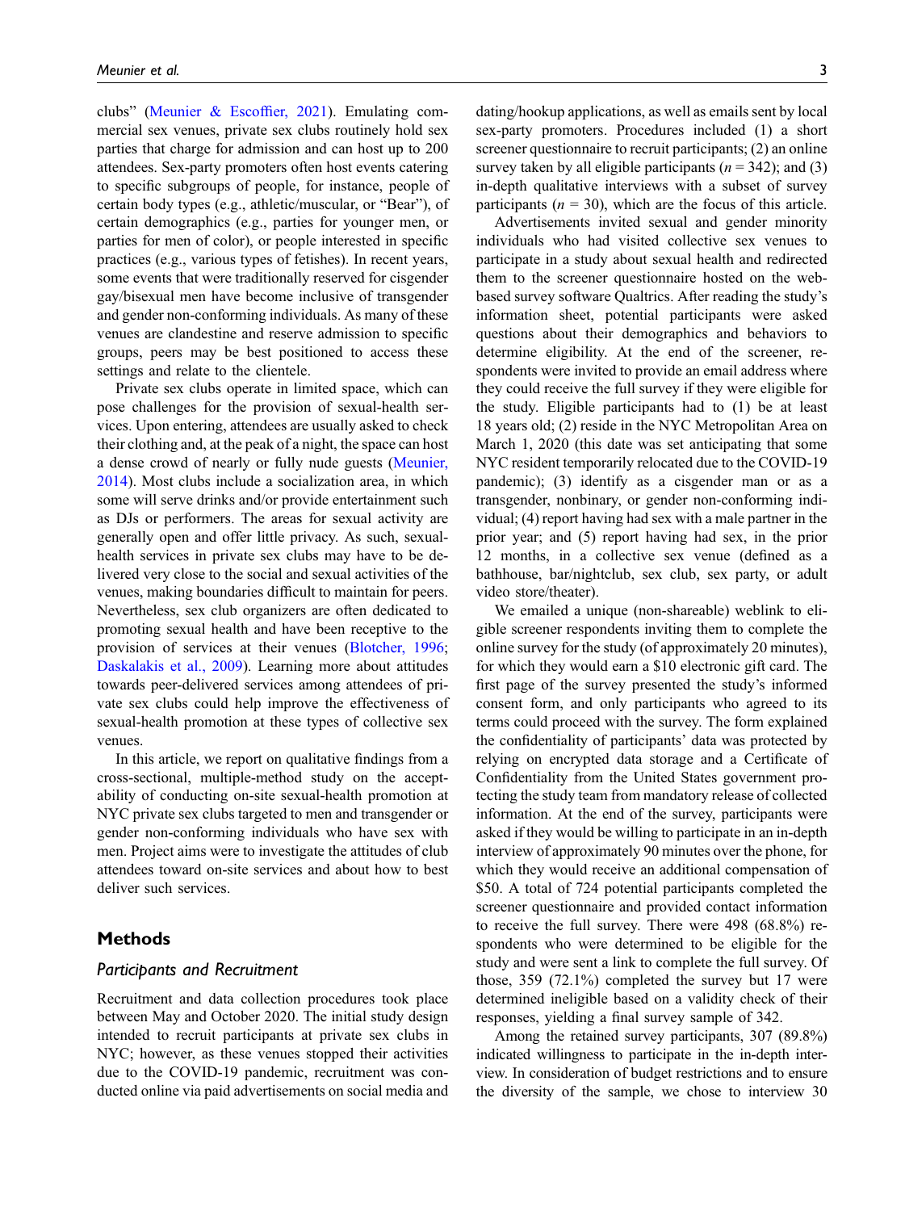clubs" (Meunier & Escoffier, 2021). Emulating commercial sex venues, private sex clubs routinely hold sex parties that charge for admission and can host up to 200 attendees. Sex-party promoters often host events catering to specific subgroups of people, for instance, people of certain body types (e.g., athletic/muscular, or "Bear"), of certain demographics (e.g., parties for younger men, or parties for men of color), or people interested in specific practices (e.g., various types of fetishes). In recent years, some events that were traditionally reserved for cisgender gay/bisexual men have become inclusive of transgender and gender non-conforming individuals. As many of these venues are clandestine and reserve admission to specific groups, peers may be best positioned to access these settings and relate to the clientele.

Private sex clubs operate in limited space, which can pose challenges for the provision of sexual-health services. Upon entering, attendees are usually asked to check their clothing and, at the peak of a night, the space can host a dense crowd of nearly or fully nude guests (Meunier, 2014). Most clubs include a socialization area, in which some will serve drinks and/or provide entertainment such as DJs or performers. The areas for sexual activity are generally open and offer little privacy. As such, sexual-health services in private sex clubs may have to be delivered very close to the social and sexual activities of the venues, making boundaries difficult to maintain for peers. Nevertheless, sex club organizers are often dedicated to promoting sexual health and have been receptive to the provision of services at their venues (Blotcher, 1996; Daskalakis et al., 2009). Learning more about attitudes towards peer-delivered services among attendees of private sex clubs could help improve the effectiveness of sexual-health promotion at these types of collective sex venues.

In this article, we report on qualitative findings from a cross-sectional, multiple-method study on the acceptability of conducting on-site sexual-health promotion at NYC private sex clubs targeted to men and transgender or gender non-conforming individuals who have sex with men. Project aims were to investigate the attitudes of club attendees toward on-site services and about how to best deliver such services.

## Methods

### *Participants and Recruitment*

Recruitment and data collection procedures took place between May and October 2020. The initial study design intended to recruit participants at private sex clubs in NYC; however, as these venues stopped their activities due to the COVID-19 pandemic, recruitment was conducted online via paid advertisements on social media and dating/hookup applications, as well as emails sent by local sex-party promoters. Procedures included (1) a short screener questionnaire to recruit participants; (2) an online survey taken by all eligible participants ($n = 342$); and (3) in-depth qualitative interviews with a subset of survey participants ($n = 30$), which are the focus of this article.

Advertisements invited sexual and gender minority individuals who had visited collective sex venues to participate in a study about sexual health and redirected them to the screener questionnaire hosted on the web-based survey software Qualtrics. After reading the study's information sheet, potential participants were asked questions about their demographics and behaviors to determine eligibility. At the end of the screener, respondents were invited to provide an email address where they could receive the full survey if they were eligible for the study. Eligible participants had to (1) be at least 18 years old; (2) reside in the NYC Metropolitan Area on March 1, 2020 (this date was set anticipating that some NYC resident temporarily relocated due to the COVID-19 pandemic); (3) identify as a cisgender man or as a transgender, nonbinary, or gender non-conforming individual; (4) report having had sex with a male partner in the prior year; and (5) report having had sex, in the prior 12 months, in a collective sex venue (defined as a bathhouse, bar/nightclub, sex club, sex party, or adult video store/theater).

We emailed a unique (non-shareable) weblink to eligible screener respondents inviting them to complete the online survey for the study (of approximately 20 minutes), for which they would earn a $10 electronic gift card. The first page of the survey presented the study's informed consent form, and only participants who agreed to its terms could proceed with the survey. The form explained the confidentiality of participants' data was protected by relying on encrypted data storage and a Certificate of Confidentiality from the United States government protecting the study team from mandatory release of collected information. At the end of the survey, participants were asked if they would be willing to participate in an in-depth interview of approximately 90 minutes over the phone, for which they would receive an additional compensation of $50. A total of 724 potential participants completed the screener questionnaire and provided contact information to receive the full survey. There were 498 (68.8%) respondents who were determined to be eligible for the study and were sent a link to complete the full survey. Of those, 359 (72.1%) completed the survey but 17 were determined ineligible based on a validity check of their responses, yielding a final survey sample of 342.

Among the retained survey participants, 307 (89.8%) indicated willingness to participate in the in-depth interview. In consideration of budget restrictions and to ensure the diversity of the sample, we chose to interview 30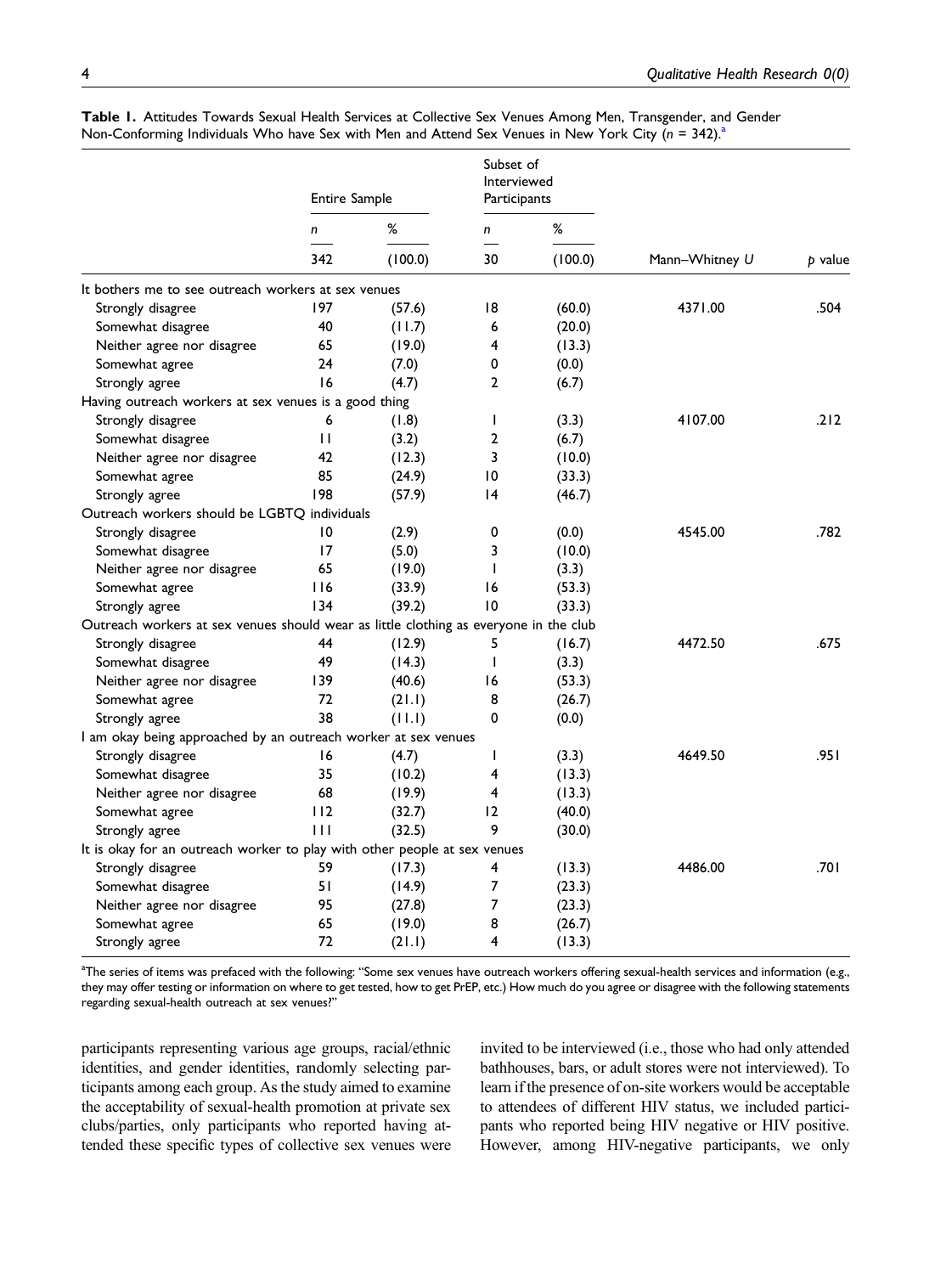**Table 1.** Attitudes Towards Sexual Health Services at Collective Sex Venues Among Men, Transgender, and Gender Non-Conforming Individuals Who have Sex with Men and Attend Sex Venues in New York City ($n$ = 342).[a]

| | Entire Sample | | Subset of Interviewed Participants | | | |
|---|---|---|---|---|---|---|
| | $n$ | % | $n$ | % | | |
| | 342 | (100.0) | 30 | (100.0) | Mann–Whitney $U$ | $p$ value |
| **It bothers me to see outreach workers at sex venues** | | | | | | |
| Strongly disagree | 197 | (57.6) | 18 | (60.0) | 4371.00 | .504 |
| Somewhat disagree | 40 | (11.7) | 6 | (20.0) | | |
| Neither agree nor disagree | 65 | (19.0) | 4 | (13.3) | | |
| Somewhat agree | 24 | (7.0) | 0 | (0.0) | | |
| Strongly agree | 16 | (4.7) | 2 | (6.7) | | |
| **Having outreach workers at sex venues is a good thing** | | | | | | |
| Strongly disagree | 6 | (1.8) | 1 | (3.3) | 4107.00 | .212 |
| Somewhat disagree | 11 | (3.2) | 2 | (6.7) | | |
| Neither agree nor disagree | 42 | (12.3) | 3 | (10.0) | | |
| Somewhat agree | 85 | (24.9) | 10 | (33.3) | | |
| Strongly agree | 198 | (57.9) | 14 | (46.7) | | |
| **Outreach workers should be LGBTQ individuals** | | | | | | |
| Strongly disagree | 10 | (2.9) | 0 | (0.0) | 4545.00 | .782 |
| Somewhat disagree | 17 | (5.0) | 3 | (10.0) | | |
| Neither agree nor disagree | 65 | (19.0) | 1 | (3.3) | | |
| Somewhat agree | 116 | (33.9) | 16 | (53.3) | | |
| Strongly agree | 134 | (39.2) | 10 | (33.3) | | |
| **Outreach workers at sex venues should wear as little clothing as everyone in the club** | | | | | | |
| Strongly disagree | 44 | (12.9) | 5 | (16.7) | 4472.50 | .675 |
| Somewhat disagree | 49 | (14.3) | 1 | (3.3) | | |
| Neither agree nor disagree | 139 | (40.6) | 16 | (53.3) | | |
| Somewhat agree | 72 | (21.1) | 8 | (26.7) | | |
| Strongly agree | 38 | (11.1) | 0 | (0.0) | | |
| **I am okay being approached by an outreach worker at sex venues** | | | | | | |
| Strongly disagree | 16 | (4.7) | 1 | (3.3) | 4649.50 | .951 |
| Somewhat disagree | 35 | (10.2) | 4 | (13.3) | | |
| Neither agree nor disagree | 68 | (19.9) | 4 | (13.3) | | |
| Somewhat agree | 112 | (32.7) | 12 | (40.0) | | |
| Strongly agree | 111 | (32.5) | 9 | (30.0) | | |
| **It is okay for an outreach worker to play with other people at sex venues** | | | | | | |
| Strongly disagree | 59 | (17.3) | 4 | (13.3) | 4486.00 | .701 |
| Somewhat disagree | 51 | (14.9) | 7 | (23.3) | | |
| Neither agree nor disagree | 95 | (27.8) | 7 | (23.3) | | |
| Somewhat agree | 65 | (19.0) | 8 | (26.7) | | |
| Strongly agree | 72 | (21.1) | 4 | (13.3) | | |

[a]The series of items was prefaced with the following: "Some sex venues have outreach workers offering sexual-health services and information (e.g., they may offer testing or information on where to get tested, how to get PrEP, etc.) How much do you agree or disagree with the following statements regarding sexual-health outreach at sex venues?"

participants representing various age groups, racial/ethnic identities, and gender identities, randomly selecting participants among each group. As the study aimed to examine the acceptability of sexual-health promotion at private sex clubs/parties, only participants who reported having attended these specific types of collective sex venues were invited to be interviewed (i.e., those who had only attended bathhouses, bars, or adult stores were not interviewed). To learn if the presence of on-site workers would be acceptable to attendees of different HIV status, we included participants who reported being HIV negative or HIV positive. However, among HIV-negative participants, we only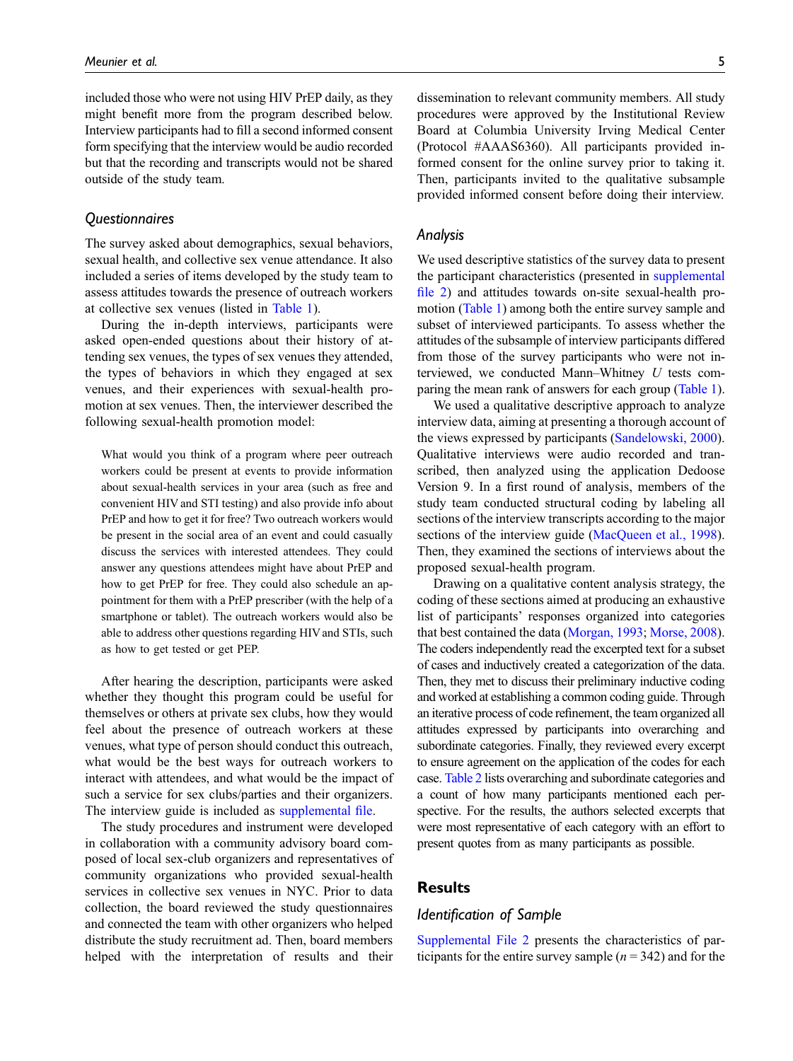included those who were not using HIV PrEP daily, as they might benefit more from the program described below. Interview participants had to fill a second informed consent form specifying that the interview would be audio recorded but that the recording and transcripts would not be shared outside of the study team.

### Questionnaires

The survey asked about demographics, sexual behaviors, sexual health, and collective sex venue attendance. It also included a series of items developed by the study team to assess attitudes towards the presence of outreach workers at collective sex venues (listed in Table 1).

During the in-depth interviews, participants were asked open-ended questions about their history of attending sex venues, the types of sex venues they attended, the types of behaviors in which they engaged at sex venues, and their experiences with sexual-health promotion at sex venues. Then, the interviewer described the following sexual-health promotion model:

> What would you think of a program where peer outreach workers could be present at events to provide information about sexual-health services in your area (such as free and convenient HIV and STI testing) and also provide info about PrEP and how to get it for free? Two outreach workers would be present in the social area of an event and could casually discuss the services with interested attendees. They could answer any questions attendees might have about PrEP and how to get PrEP for free. They could also schedule an appointment for them with a PrEP prescriber (with the help of a smartphone or tablet). The outreach workers would also be able to address other questions regarding HIV and STIs, such as how to get tested or get PEP.

After hearing the description, participants were asked whether they thought this program could be useful for themselves or others at private sex clubs, how they would feel about the presence of outreach workers at these venues, what type of person should conduct this outreach, what would be the best ways for outreach workers to interact with attendees, and what would be the impact of such a service for sex clubs/parties and their organizers. The interview guide is included as supplemental file.

The study procedures and instrument were developed in collaboration with a community advisory board composed of local sex-club organizers and representatives of community organizations who provided sexual-health services in collective sex venues in NYC. Prior to data collection, the board reviewed the study questionnaires and connected the team with other organizers who helped distribute the study recruitment ad. Then, board members helped with the interpretation of results and their dissemination to relevant community members. All study procedures were approved by the Institutional Review Board at Columbia University Irving Medical Center (Protocol #AAAS6360). All participants provided informed consent for the online survey prior to taking it. Then, participants invited to the qualitative subsample provided informed consent before doing their interview.

### Analysis

We used descriptive statistics of the survey data to present the participant characteristics (presented in supplemental file 2) and attitudes towards on-site sexual-health promotion (Table 1) among both the entire survey sample and subset of interviewed participants. To assess whether the attitudes of the subsample of interview participants differed from those of the survey participants who were not interviewed, we conducted Mann–Whitney $U$ tests comparing the mean rank of answers for each group (Table 1).

We used a qualitative descriptive approach to analyze interview data, aiming at presenting a thorough account of the views expressed by participants (Sandelowski, 2000). Qualitative interviews were audio recorded and transcribed, then analyzed using the application Dedoose Version 9. In a first round of analysis, members of the study team conducted structural coding by labeling all sections of the interview transcripts according to the major sections of the interview guide (MacQueen et al., 1998). Then, they examined the sections of interviews about the proposed sexual-health program.

Drawing on a qualitative content analysis strategy, the coding of these sections aimed at producing an exhaustive list of participants' responses organized into categories that best contained the data (Morgan, 1993; Morse, 2008). The coders independently read the excerpted text for a subset of cases and inductively created a categorization of the data. Then, they met to discuss their preliminary inductive coding and worked at establishing a common coding guide. Through an iterative process of code refinement, the team organized all attitudes expressed by participants into overarching and subordinate categories. Finally, they reviewed every excerpt to ensure agreement on the application of the codes for each case. Table 2 lists overarching and subordinate categories and a count of how many participants mentioned each perspective. For the results, the authors selected excerpts that were most representative of each category with an effort to present quotes from as many participants as possible.

## Results

### Identification of Sample

Supplemental File 2 presents the characteristics of participants for the entire survey sample ($n = 342$) and for the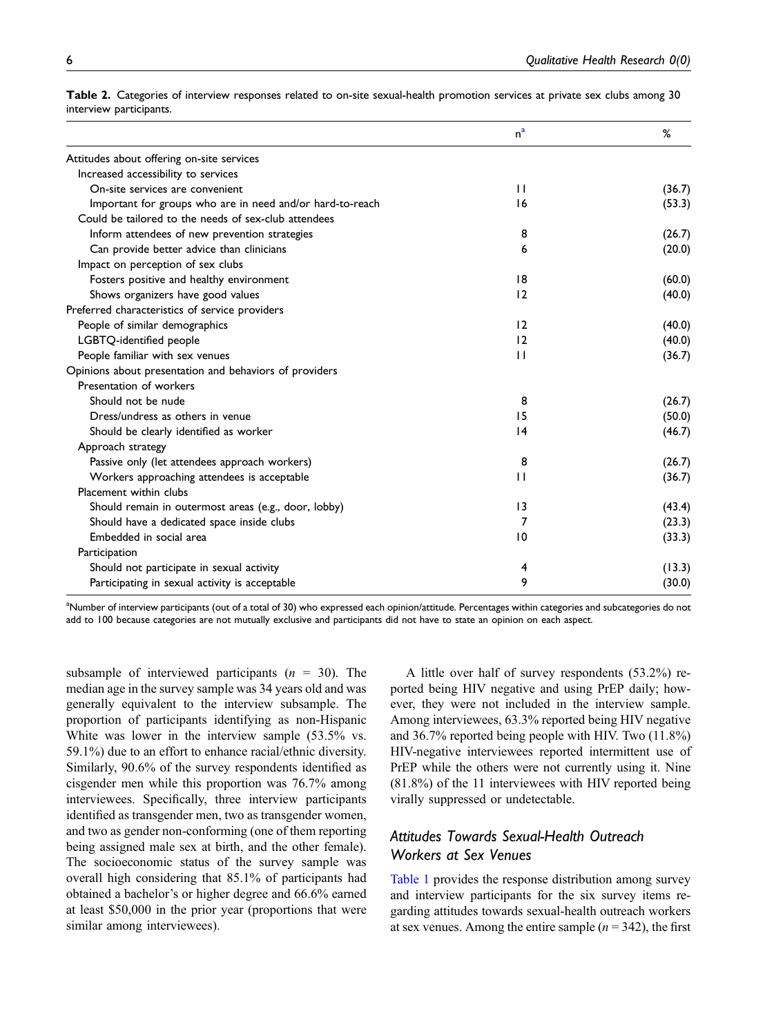**Table 2.** Categories of interview responses related to on-site sexual-health promotion services at private sex clubs among 30 interview participants.

| | n[a] | % |
|---|---|---|
| Attitudes about offering on-site services | | |
| Increased accessibility to services | | |
| On-site services are convenient | 11 | (36.7) |
| Important for groups who are in need and/or hard-to-reach | 16 | (53.3) |
| Could be tailored to the needs of sex-club attendees | | |
| Inform attendees of new prevention strategies | 8 | (26.7) |
| Can provide better advice than clinicians | 6 | (20.0) |
| Impact on perception of sex clubs | | |
| Fosters positive and healthy environment | 18 | (60.0) |
| Shows organizers have good values | 12 | (40.0) |
| Preferred characteristics of service providers | | |
| People of similar demographics | 12 | (40.0) |
| LGBTQ-identified people | 12 | (40.0) |
| People familiar with sex venues | 11 | (36.7) |
| Opinions about presentation and behaviors of providers | | |
| Presentation of workers | | |
| Should not be nude | 8 | (26.7) |
| Dress/undress as others in venue | 15 | (50.0) |
| Should be clearly identified as worker | 14 | (46.7) |
| Approach strategy | | |
| Passive only (let attendees approach workers) | 8 | (26.7) |
| Workers approaching attendees is acceptable | 11 | (36.7) |
| Placement within clubs | | |
| Should remain in outermost areas (e.g., door, lobby) | 13 | (43.4) |
| Should have a dedicated space inside clubs | 7 | (23.3) |
| Embedded in social area | 10 | (33.3) |
| Participation | | |
| Should not participate in sexual activity | 4 | (13.3) |
| Participating in sexual activity is acceptable | 9 | (30.0) |

[a]Number of interview participants (out of a total of 30) who expressed each opinion/attitude. Percentages within categories and subcategories do not add to 100 because categories are not mutually exclusive and participants did not have to state an opinion on each aspect.

subsample of interviewed participants ($n$ = 30). The median age in the survey sample was 34 years old and was generally equivalent to the interview subsample. The proportion of participants identifying as non-Hispanic White was lower in the interview sample (53.5% vs. 59.1%) due to an effort to enhance racial/ethnic diversity. Similarly, 90.6% of the survey respondents identified as cisgender men while this proportion was 76.7% among interviewees. Specifically, three interview participants identified as transgender men, two as transgender women, and two as gender non-conforming (one of them reporting being assigned male sex at birth, and the other female). The socioeconomic status of the survey sample was overall high considering that 85.1% of participants had obtained a bachelor's or higher degree and 66.6% earned at least $50,000 in the prior year (proportions that were similar among interviewees).

A little over half of survey respondents (53.2%) reported being HIV negative and using PrEP daily; however, they were not included in the interview sample. Among interviewees, 63.3% reported being HIV negative and 36.7% reported being people with HIV. Two (11.8%) HIV-negative interviewees reported intermittent use of PrEP while the others were not currently using it. Nine (81.8%) of the 11 interviewees with HIV reported being virally suppressed or undetectable.

## *Attitudes Towards Sexual-Health Outreach Workers at Sex Venues*

Table 1 provides the response distribution among survey and interview participants for the six survey items regarding attitudes towards sexual-health outreach workers at sex venues. Among the entire sample ($n$ = 342), the first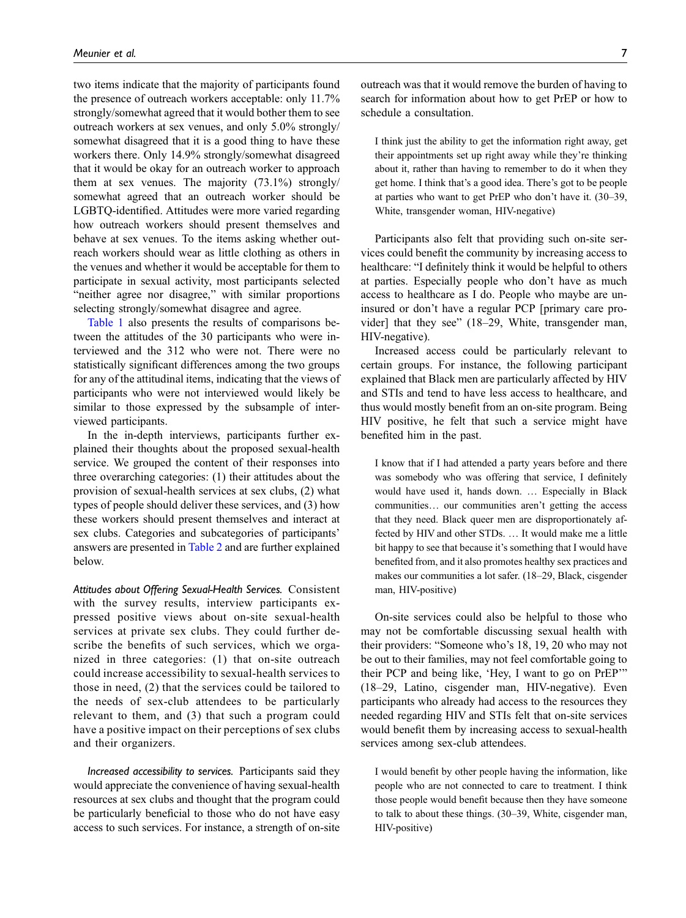two items indicate that the majority of participants found the presence of outreach workers acceptable: only 11.7% strongly/somewhat agreed that it would bother them to see outreach workers at sex venues, and only 5.0% strongly/somewhat disagreed that it is a good thing to have these workers there. Only 14.9% strongly/somewhat disagreed that it would be okay for an outreach worker to approach them at sex venues. The majority (73.1%) strongly/somewhat agreed that an outreach worker should be LGBTQ-identified. Attitudes were more varied regarding how outreach workers should present themselves and behave at sex venues. To the items asking whether outreach workers should wear as little clothing as others in the venues and whether it would be acceptable for them to participate in sexual activity, most participants selected "neither agree nor disagree," with similar proportions selecting strongly/somewhat disagree and agree.

Table 1 also presents the results of comparisons between the attitudes of the 30 participants who were interviewed and the 312 who were not. There were no statistically significant differences among the two groups for any of the attitudinal items, indicating that the views of participants who were not interviewed would likely be similar to those expressed by the subsample of interviewed participants.

In the in-depth interviews, participants further explained their thoughts about the proposed sexual-health service. We grouped the content of their responses into three overarching categories: (1) their attitudes about the provision of sexual-health services at sex clubs, (2) what types of people should deliver these services, and (3) how these workers should present themselves and interact at sex clubs. Categories and subcategories of participants' answers are presented in Table 2 and are further explained below.

*Attitudes about Offering Sexual-Health Services.* Consistent with the survey results, interview participants expressed positive views about on-site sexual-health services at private sex clubs. They could further describe the benefits of such services, which we organized in three categories: (1) that on-site outreach could increase accessibility to sexual-health services to those in need, (2) that the services could be tailored to the needs of sex-club attendees to be particularly relevant to them, and (3) that such a program could have a positive impact on their perceptions of sex clubs and their organizers.

*Increased accessibility to services.* Participants said they would appreciate the convenience of having sexual-health resources at sex clubs and thought that the program could be particularly beneficial to those who do not have easy access to such services. For instance, a strength of on-site outreach was that it would remove the burden of having to search for information about how to get PrEP or how to schedule a consultation.

> I think just the ability to get the information right away, get their appointments set up right away while they're thinking about it, rather than having to remember to do it when they get home. I think that's a good idea. There's got to be people at parties who want to get PrEP who don't have it. (30–39, White, transgender woman, HIV-negative)

Participants also felt that providing such on-site services could benefit the community by increasing access to healthcare: "I definitely think it would be helpful to others at parties. Especially people who don't have as much access to healthcare as I do. People who maybe are uninsured or don't have a regular PCP [primary care provider] that they see" (18–29, White, transgender man, HIV-negative).

Increased access could be particularly relevant to certain groups. For instance, the following participant explained that Black men are particularly affected by HIV and STIs and tend to have less access to healthcare, and thus would mostly benefit from an on-site program. Being HIV positive, he felt that such a service might have benefited him in the past.

> I know that if I had attended a party years before and there was somebody who was offering that service, I definitely would have used it, hands down. … Especially in Black communities… our communities aren't getting the access that they need. Black queer men are disproportionately affected by HIV and other STDs. … It would make me a little bit happy to see that because it's something that I would have benefited from, and it also promotes healthy sex practices and makes our communities a lot safer. (18–29, Black, cisgender man, HIV-positive)

On-site services could also be helpful to those who may not be comfortable discussing sexual health with their providers: "Someone who's 18, 19, 20 who may not be out to their families, may not feel comfortable going to their PCP and being like, 'Hey, I want to go on PrEP'" (18–29, Latino, cisgender man, HIV-negative). Even participants who already had access to the resources they needed regarding HIV and STIs felt that on-site services would benefit them by increasing access to sexual-health services among sex-club attendees.

> I would benefit by other people having the information, like people who are not connected to care to treatment. I think those people would benefit because then they have someone to talk to about these things. (30–39, White, cisgender man, HIV-positive)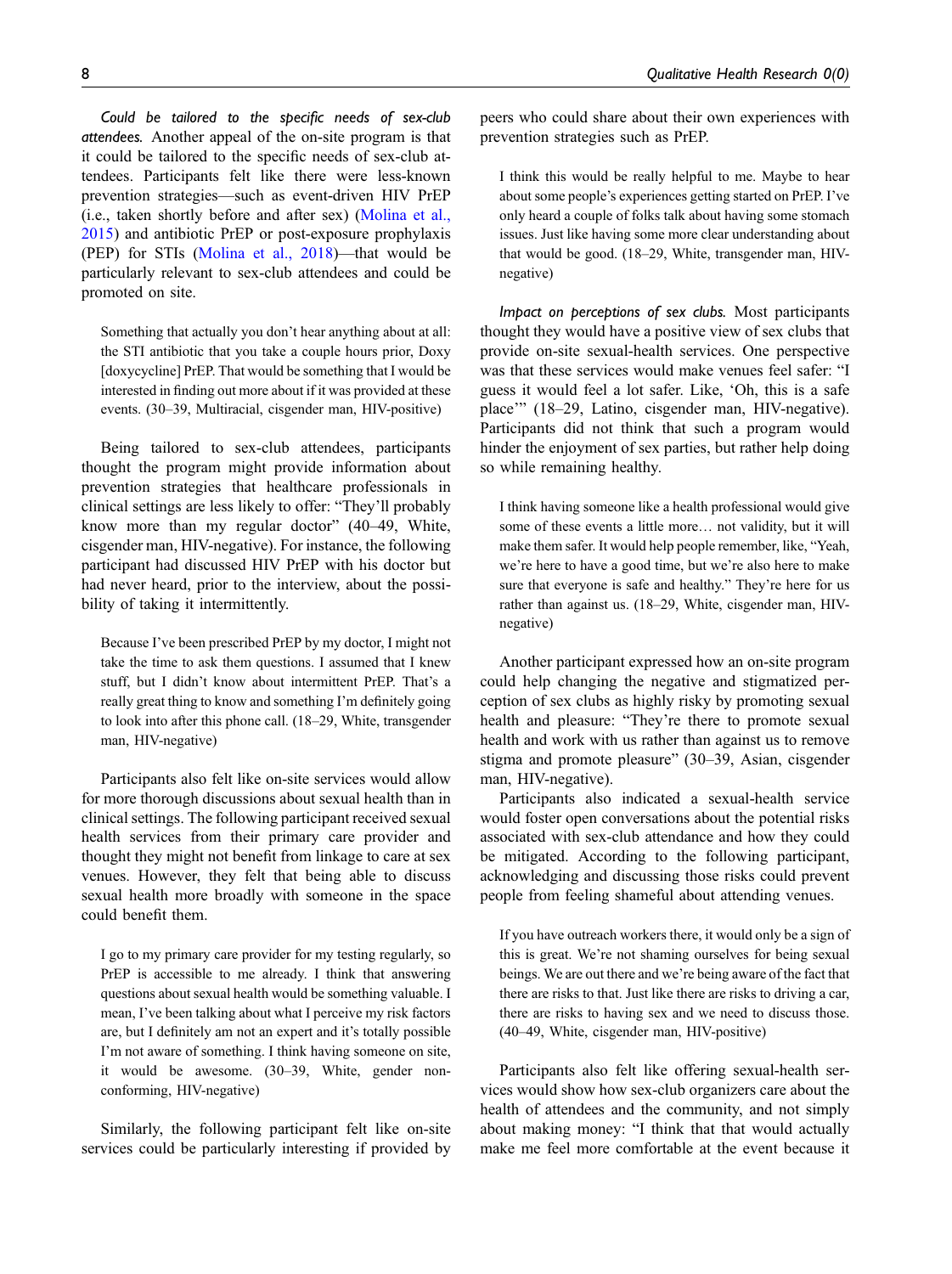*Could be tailored to the specific needs of sex-club attendees.* Another appeal of the on-site program is that it could be tailored to the specific needs of sex-club attendees. Participants felt like there were less-known prevention strategies—such as event-driven HIV PrEP (i.e., taken shortly before and after sex) (Molina et al., 2015) and antibiotic PrEP or post-exposure prophylaxis (PEP) for STIs (Molina et al., 2018)—that would be particularly relevant to sex-club attendees and could be promoted on site.

> Something that actually you don't hear anything about at all: the STI antibiotic that you take a couple hours prior, Doxy [doxycycline] PrEP. That would be something that I would be interested in finding out more about if it was provided at these events. (30–39, Multiracial, cisgender man, HIV-positive)

Being tailored to sex-club attendees, participants thought the program might provide information about prevention strategies that healthcare professionals in clinical settings are less likely to offer: "They'll probably know more than my regular doctor" (40–49, White, cisgender man, HIV-negative). For instance, the following participant had discussed HIV PrEP with his doctor but had never heard, prior to the interview, about the possibility of taking it intermittently.

> Because I've been prescribed PrEP by my doctor, I might not take the time to ask them questions. I assumed that I knew stuff, but I didn't know about intermittent PrEP. That's a really great thing to know and something I'm definitely going to look into after this phone call. (18–29, White, transgender man, HIV-negative)

Participants also felt like on-site services would allow for more thorough discussions about sexual health than in clinical settings. The following participant received sexual health services from their primary care provider and thought they might not benefit from linkage to care at sex venues. However, they felt that being able to discuss sexual health more broadly with someone in the space could benefit them.

> I go to my primary care provider for my testing regularly, so PrEP is accessible to me already. I think that answering questions about sexual health would be something valuable. I mean, I've been talking about what I perceive my risk factors are, but I definitely am not an expert and it's totally possible I'm not aware of something. I think having someone on site, it would be awesome. (30–39, White, gender non-conforming, HIV-negative)

Similarly, the following participant felt like on-site services could be particularly interesting if provided by peers who could share about their own experiences with prevention strategies such as PrEP.

> I think this would be really helpful to me. Maybe to hear about some people's experiences getting started on PrEP. I've only heard a couple of folks talk about having some stomach issues. Just like having some more clear understanding about that would be good. (18–29, White, transgender man, HIV-negative)

*Impact on perceptions of sex clubs.* Most participants thought they would have a positive view of sex clubs that provide on-site sexual-health services. One perspective was that these services would make venues feel safer: "I guess it would feel a lot safer. Like, 'Oh, this is a safe place'" (18–29, Latino, cisgender man, HIV-negative). Participants did not think that such a program would hinder the enjoyment of sex parties, but rather help doing so while remaining healthy.

> I think having someone like a health professional would give some of these events a little more… not validity, but it will make them safer. It would help people remember, like, "Yeah, we're here to have a good time, but we're also here to make sure that everyone is safe and healthy." They're here for us rather than against us. (18–29, White, cisgender man, HIV-negative)

Another participant expressed how an on-site program could help changing the negative and stigmatized perception of sex clubs as highly risky by promoting sexual health and pleasure: "They're there to promote sexual health and work with us rather than against us to remove stigma and promote pleasure" (30–39, Asian, cisgender man, HIV-negative).

Participants also indicated a sexual-health service would foster open conversations about the potential risks associated with sex-club attendance and how they could be mitigated. According to the following participant, acknowledging and discussing those risks could prevent people from feeling shameful about attending venues.

> If you have outreach workers there, it would only be a sign of this is great. We're not shaming ourselves for being sexual beings. We are out there and we're being aware of the fact that there are risks to that. Just like there are risks to driving a car, there are risks to having sex and we need to discuss those. (40–49, White, cisgender man, HIV-positive)

Participants also felt like offering sexual-health services would show how sex-club organizers care about the health of attendees and the community, and not simply about making money: "I think that that would actually make me feel more comfortable at the event because it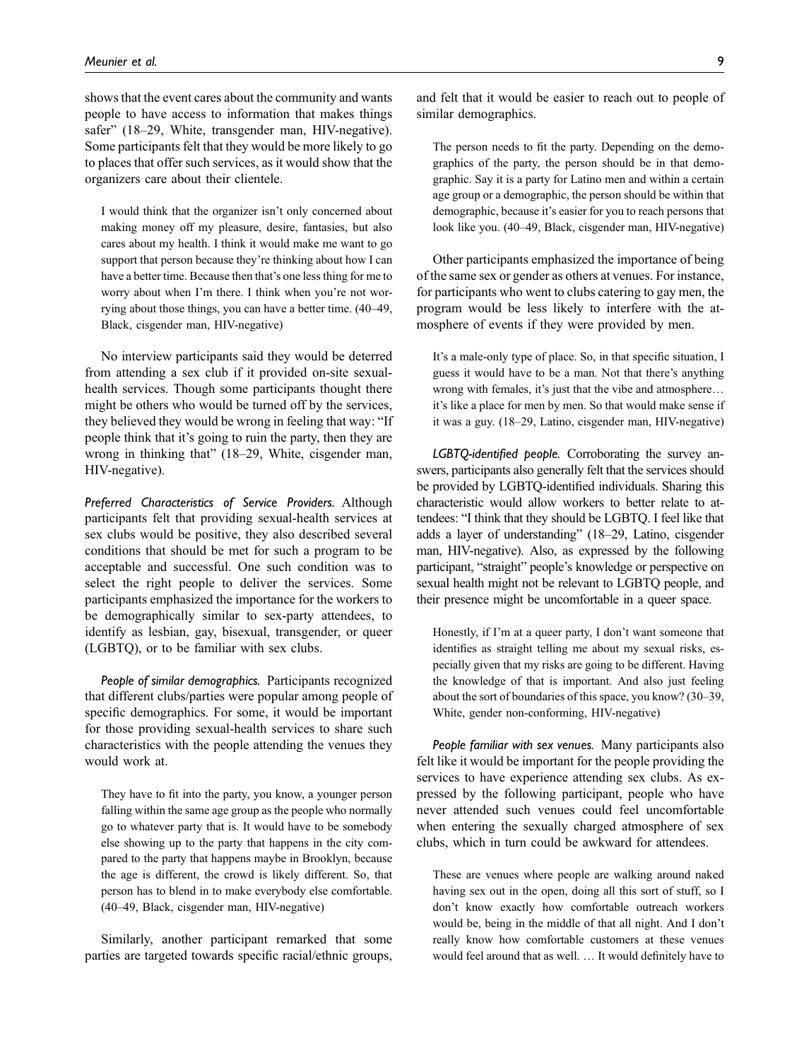shows that the event cares about the community and wants people to have access to information that makes things safer" (18–29, White, transgender man, HIV-negative). Some participants felt that they would be more likely to go to places that offer such services, as it would show that the organizers care about their clientele.

> I would think that the organizer isn't only concerned about making money off my pleasure, desire, fantasies, but also cares about my health. I think it would make me want to go support that person because they're thinking about how I can have a better time. Because then that's one less thing for me to worry about when I'm there. I think when you're not worrying about those things, you can have a better time. (40–49, Black, cisgender man, HIV-negative)

No interview participants said they would be deterred from attending a sex club if it provided on-site sexual-health services. Though some participants thought there might be others who would be turned off by the services, they believed they would be wrong in feeling that way: "If people think that it's going to ruin the party, then they are wrong in thinking that" (18–29, White, cisgender man, HIV-negative).

*Preferred Characteristics of Service Providers.* Although participants felt that providing sexual-health services at sex clubs would be positive, they also described several conditions that should be met for such a program to be acceptable and successful. One such condition was to select the right people to deliver the services. Some participants emphasized the importance for the workers to be demographically similar to sex-party attendees, to identify as lesbian, gay, bisexual, transgender, or queer (LGBTQ), or to be familiar with sex clubs.

*People of similar demographics.* Participants recognized that different clubs/parties were popular among people of specific demographics. For some, it would be important for those providing sexual-health services to share such characteristics with the people attending the venues they would work at.

> They have to fit into the party, you know, a younger person falling within the same age group as the people who normally go to whatever party that is. It would have to be somebody else showing up to the party that happens in the city compared to the party that happens maybe in Brooklyn, because the age is different, the crowd is likely different. So, that person has to blend in to make everybody else comfortable. (40–49, Black, cisgender man, HIV-negative)

Similarly, another participant remarked that some parties are targeted towards specific racial/ethnic groups, and felt that it would be easier to reach out to people of similar demographics.

> The person needs to fit the party. Depending on the demographics of the party, the person should be in that demographic. Say it is a party for Latino men and within a certain age group or a demographic, the person should be within that demographic, because it's easier for you to reach persons that look like you. (40–49, Black, cisgender man, HIV-negative)

Other participants emphasized the importance of being of the same sex or gender as others at venues. For instance, for participants who went to clubs catering to gay men, the program would be less likely to interfere with the atmosphere of events if they were provided by men.

> It's a male-only type of place. So, in that specific situation, I guess it would have to be a man. Not that there's anything wrong with females, it's just that the vibe and atmosphere… it's like a place for men by men. So that would make sense if it was a guy. (18–29, Latino, cisgender man, HIV-negative)

*LGBTQ-identified people.* Corroborating the survey answers, participants also generally felt that the services should be provided by LGBTQ-identified individuals. Sharing this characteristic would allow workers to better relate to attendees: "I think that they should be LGBTQ. I feel like that adds a layer of understanding" (18–29, Latino, cisgender man, HIV-negative). Also, as expressed by the following participant, "straight" people's knowledge or perspective on sexual health might not be relevant to LGBTQ people, and their presence might be uncomfortable in a queer space.

> Honestly, if I'm at a queer party, I don't want someone that identifies as straight telling me about my sexual risks, especially given that my risks are going to be different. Having the knowledge of that is important. And also just feeling about the sort of boundaries of this space, you know? (30–39, White, gender non-conforming, HIV-negative)

*People familiar with sex venues.* Many participants also felt like it would be important for the people providing the services to have experience attending sex clubs. As expressed by the following participant, people who have never attended such venues could feel uncomfortable when entering the sexually charged atmosphere of sex clubs, which in turn could be awkward for attendees.

> These are venues where people are walking around naked having sex out in the open, doing all this sort of stuff, so I don't know exactly how comfortable outreach workers would be, being in the middle of that all night. And I don't really know how comfortable customers at these venues would feel around that as well. … It would definitely have to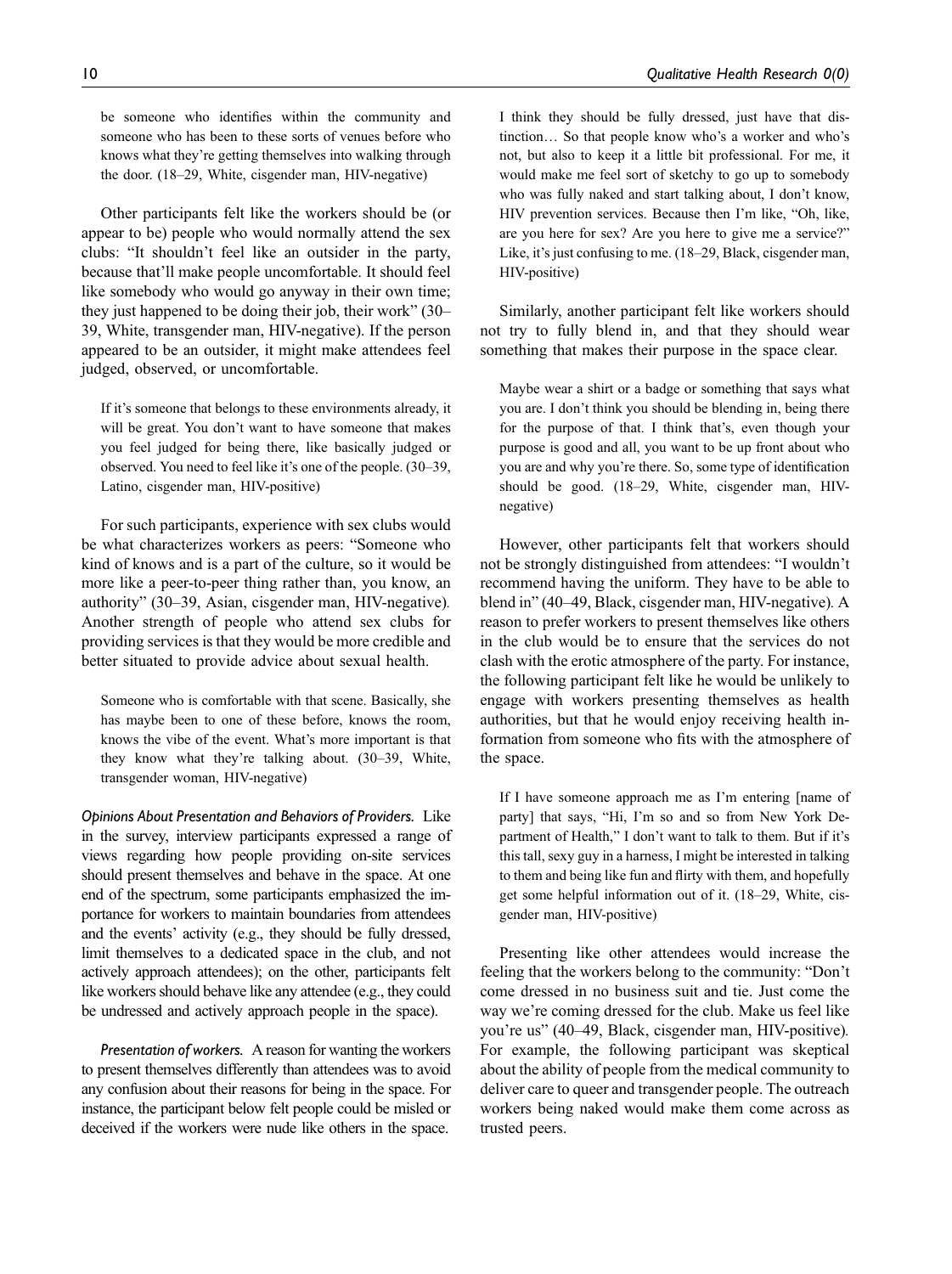be someone who identifies within the community and someone who has been to these sorts of venues before who knows what they're getting themselves into walking through the door. (18–29, White, cisgender man, HIV-negative)

Other participants felt like the workers should be (or appear to be) people who would normally attend the sex clubs: "It shouldn't feel like an outsider in the party, because that'll make people uncomfortable. It should feel like somebody who would go anyway in their own time; they just happened to be doing their job, their work" (30–39, White, transgender man, HIV-negative). If the person appeared to be an outsider, it might make attendees feel judged, observed, or uncomfortable.

> If it's someone that belongs to these environments already, it will be great. You don't want to have someone that makes you feel judged for being there, like basically judged or observed. You need to feel like it's one of the people. (30–39, Latino, cisgender man, HIV-positive)

For such participants, experience with sex clubs would be what characterizes workers as peers: "Someone who kind of knows and is a part of the culture, so it would be more like a peer-to-peer thing rather than, you know, an authority" (30–39, Asian, cisgender man, HIV-negative). Another strength of people who attend sex clubs for providing services is that they would be more credible and better situated to provide advice about sexual health.

> Someone who is comfortable with that scene. Basically, she has maybe been to one of these before, knows the room, knows the vibe of the event. What's more important is that they know what they're talking about. (30–39, White, transgender woman, HIV-negative)

*Opinions About Presentation and Behaviors of Providers.* Like in the survey, interview participants expressed a range of views regarding how people providing on-site services should present themselves and behave in the space. At one end of the spectrum, some participants emphasized the importance for workers to maintain boundaries from attendees and the events' activity (e.g., they should be fully dressed, limit themselves to a dedicated space in the club, and not actively approach attendees); on the other, participants felt like workers should behave like any attendee (e.g., they could be undressed and actively approach people in the space).

*Presentation of workers.* A reason for wanting the workers to present themselves differently than attendees was to avoid any confusion about their reasons for being in the space. For instance, the participant below felt people could be misled or deceived if the workers were nude like others in the space.

> I think they should be fully dressed, just have that distinction… So that people know who's a worker and who's not, but also to keep it a little bit professional. For me, it would make me feel sort of sketchy to go up to somebody who was fully naked and start talking about, I don't know, HIV prevention services. Because then I'm like, "Oh, like, are you here for sex? Are you here to give me a service?" Like, it's just confusing to me. (18–29, Black, cisgender man, HIV-positive)

Similarly, another participant felt like workers should not try to fully blend in, and that they should wear something that makes their purpose in the space clear.

> Maybe wear a shirt or a badge or something that says what you are. I don't think you should be blending in, being there for the purpose of that. I think that's, even though your purpose is good and all, you want to be up front about who you are and why you're there. So, some type of identification should be good. (18–29, White, cisgender man, HIV-negative)

However, other participants felt that workers should not be strongly distinguished from attendees: "I wouldn't recommend having the uniform. They have to be able to blend in" (40–49, Black, cisgender man, HIV-negative). A reason to prefer workers to present themselves like others in the club would be to ensure that the services do not clash with the erotic atmosphere of the party. For instance, the following participant felt like he would be unlikely to engage with workers presenting themselves as health authorities, but that he would enjoy receiving health information from someone who fits with the atmosphere of the space.

> If I have someone approach me as I'm entering [name of party] that says, "Hi, I'm so and so from New York Department of Health," I don't want to talk to them. But if it's this tall, sexy guy in a harness, I might be interested in talking to them and being like fun and flirty with them, and hopefully get some helpful information out of it. (18–29, White, cisgender man, HIV-positive)

Presenting like other attendees would increase the feeling that the workers belong to the community: "Don't come dressed in no business suit and tie. Just come the way we're coming dressed for the club. Make us feel like you're us" (40–49, Black, cisgender man, HIV-positive). For example, the following participant was skeptical about the ability of people from the medical community to deliver care to queer and transgender people. The outreach workers being naked would make them come across as trusted peers.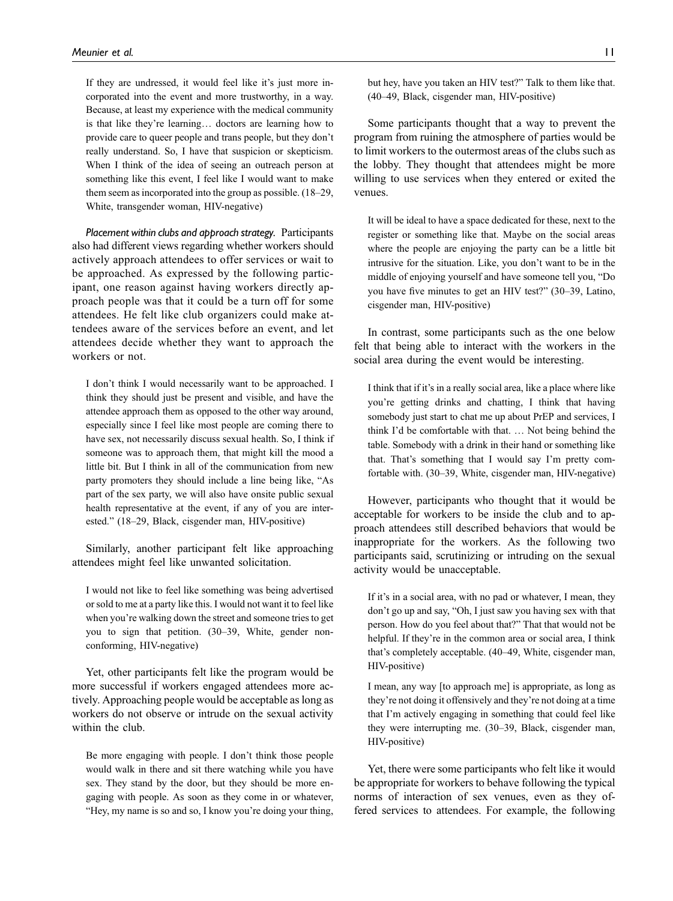If they are undressed, it would feel like it's just more incorporated into the event and more trustworthy, in a way. Because, at least my experience with the medical community is that like they're learning… doctors are learning how to provide care to queer people and trans people, but they don't really understand. So, I have that suspicion or skepticism. When I think of the idea of seeing an outreach person at something like this event, I feel like I would want to make them seem as incorporated into the group as possible. (18–29, White, transgender woman, HIV-negative)

*Placement within clubs and approach strategy.* Participants also had different views regarding whether workers should actively approach attendees to offer services or wait to be approached. As expressed by the following participant, one reason against having workers directly approach people was that it could be a turn off for some attendees. He felt like club organizers could make attendees aware of the services before an event, and let attendees decide whether they want to approach the workers or not.

> I don't think I would necessarily want to be approached. I think they should just be present and visible, and have the attendee approach them as opposed to the other way around, especially since I feel like most people are coming there to have sex, not necessarily discuss sexual health. So, I think if someone was to approach them, that might kill the mood a little bit. But I think in all of the communication from new party promoters they should include a line being like, "As part of the sex party, we will also have onsite public sexual health representative at the event, if any of you are interested." (18–29, Black, cisgender man, HIV-positive)

Similarly, another participant felt like approaching attendees might feel like unwanted solicitation.

> I would not like to feel like something was being advertised or sold to me at a party like this. I would not want it to feel like when you're walking down the street and someone tries to get you to sign that petition. (30–39, White, gender non-conforming, HIV-negative)

Yet, other participants felt like the program would be more successful if workers engaged attendees more actively. Approaching people would be acceptable as long as workers do not observe or intrude on the sexual activity within the club.

> Be more engaging with people. I don't think those people would walk in there and sit there watching while you have sex. They stand by the door, but they should be more engaging with people. As soon as they come in or whatever, "Hey, my name is so and so, I know you're doing your thing, but hey, have you taken an HIV test?" Talk to them like that. (40–49, Black, cisgender man, HIV-positive)

Some participants thought that a way to prevent the program from ruining the atmosphere of parties would be to limit workers to the outermost areas of the clubs such as the lobby. They thought that attendees might be more willing to use services when they entered or exited the venues.

> It will be ideal to have a space dedicated for these, next to the register or something like that. Maybe on the social areas where the people are enjoying the party can be a little bit intrusive for the situation. Like, you don't want to be in the middle of enjoying yourself and have someone tell you, "Do you have five minutes to get an HIV test?" (30–39, Latino, cisgender man, HIV-positive)

In contrast, some participants such as the one below felt that being able to interact with the workers in the social area during the event would be interesting.

> I think that if it's in a really social area, like a place where like you're getting drinks and chatting, I think that having somebody just start to chat me up about PrEP and services, I think I'd be comfortable with that. … Not being behind the table. Somebody with a drink in their hand or something like that. That's something that I would say I'm pretty comfortable with. (30–39, White, cisgender man, HIV-negative)

However, participants who thought that it would be acceptable for workers to be inside the club and to approach attendees still described behaviors that would be inappropriate for the workers. As the following two participants said, scrutinizing or intruding on the sexual activity would be unacceptable.

> If it's in a social area, with no pad or whatever, I mean, they don't go up and say, "Oh, I just saw you having sex with that person. How do you feel about that?" That would not be helpful. If they're in the common area or social area, I think that's completely acceptable. (40–49, White, cisgender man, HIV-positive)

> I mean, any way [to approach me] is appropriate, as long as they're not doing it offensively and they're not doing at a time that I'm actively engaging in something that could feel like they were interrupting me. (30–39, Black, cisgender man, HIV-positive)

Yet, there were some participants who felt like it would be appropriate for workers to behave following the typical norms of interaction of sex venues, even as they offered services to attendees. For example, the following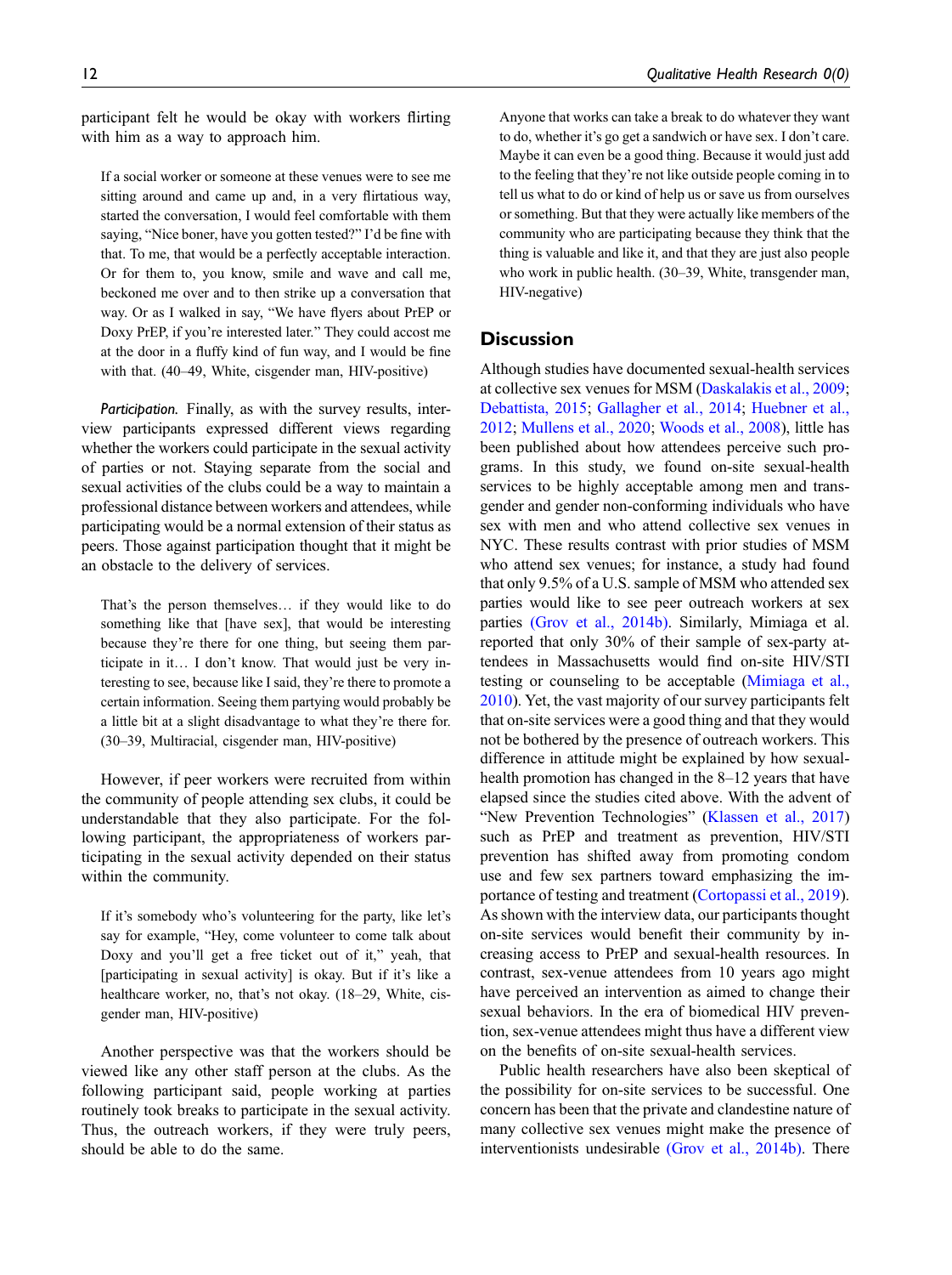participant felt he would be okay with workers flirting with him as a way to approach him.

> If a social worker or someone at these venues were to see me sitting around and came up and, in a very flirtatious way, started the conversation, I would feel comfortable with them saying, "Nice boner, have you gotten tested?" I'd be fine with that. To me, that would be a perfectly acceptable interaction. Or for them to, you know, smile and wave and call me, beckoned me over and to then strike up a conversation that way. Or as I walked in say, "We have flyers about PrEP or Doxy PrEP, if you're interested later." They could accost me at the door in a fluffy kind of fun way, and I would be fine with that. (40–49, White, cisgender man, HIV-positive)

*Participation.* Finally, as with the survey results, interview participants expressed different views regarding whether the workers could participate in the sexual activity of parties or not. Staying separate from the social and sexual activities of the clubs could be a way to maintain a professional distance between workers and attendees, while participating would be a normal extension of their status as peers. Those against participation thought that it might be an obstacle to the delivery of services.

> That's the person themselves… if they would like to do something like that [have sex], that would be interesting because they're there for one thing, but seeing them participate in it… I don't know. That would just be very interesting to see, because like I said, they're there to promote a certain information. Seeing them partying would probably be a little bit at a slight disadvantage to what they're there for. (30–39, Multiracial, cisgender man, HIV-positive)

However, if peer workers were recruited from within the community of people attending sex clubs, it could be understandable that they also participate. For the following participant, the appropriateness of workers participating in the sexual activity depended on their status within the community.

> If it's somebody who's volunteering for the party, like let's say for example, "Hey, come volunteer to come talk about Doxy and you'll get a free ticket out of it," yeah, that [participating in sexual activity] is okay. But if it's like a healthcare worker, no, that's not okay. (18–29, White, cisgender man, HIV-positive)

Another perspective was that the workers should be viewed like any other staff person at the clubs. As the following participant said, people working at parties routinely took breaks to participate in the sexual activity. Thus, the outreach workers, if they were truly peers, should be able to do the same.

> Anyone that works can take a break to do whatever they want to do, whether it's go get a sandwich or have sex. I don't care. Maybe it can even be a good thing. Because it would just add to the feeling that they're not like outside people coming in to tell us what to do or kind of help us or save us from ourselves or something. But that they were actually like members of the community who are participating because they think that the thing is valuable and like it, and that they are just also people who work in public health. (30–39, White, transgender man, HIV-negative)

## Discussion

Although studies have documented sexual-health services at collective sex venues for MSM (Daskalakis et al., 2009; Debattista, 2015; Gallagher et al., 2014; Huebner et al., 2012; Mullens et al., 2020; Woods et al., 2008), little has been published about how attendees perceive such programs. In this study, we found on-site sexual-health services to be highly acceptable among men and transgender and gender non-conforming individuals who have sex with men and who attend collective sex venues in NYC. These results contrast with prior studies of MSM who attend sex venues; for instance, a study had found that only 9.5% of a U.S. sample of MSM who attended sex parties would like to see peer outreach workers at sex parties (Grov et al., 2014b). Similarly, Mimiaga et al. reported that only 30% of their sample of sex-party attendees in Massachusetts would find on-site HIV/STI testing or counseling to be acceptable (Mimiaga et al., 2010). Yet, the vast majority of our survey participants felt that on-site services were a good thing and that they would not be bothered by the presence of outreach workers. This difference in attitude might be explained by how sexual-health promotion has changed in the 8–12 years that have elapsed since the studies cited above. With the advent of "New Prevention Technologies" (Klassen et al., 2017) such as PrEP and treatment as prevention, HIV/STI prevention has shifted away from promoting condom use and few sex partners toward emphasizing the importance of testing and treatment (Cortopassi et al., 2019). As shown with the interview data, our participants thought on-site services would benefit their community by increasing access to PrEP and sexual-health resources. In contrast, sex-venue attendees from 10 years ago might have perceived an intervention as aimed to change their sexual behaviors. In the era of biomedical HIV prevention, sex-venue attendees might thus have a different view on the benefits of on-site sexual-health services.

Public health researchers have also been skeptical of the possibility for on-site services to be successful. One concern has been that the private and clandestine nature of many collective sex venues might make the presence of interventionists undesirable (Grov et al., 2014b). There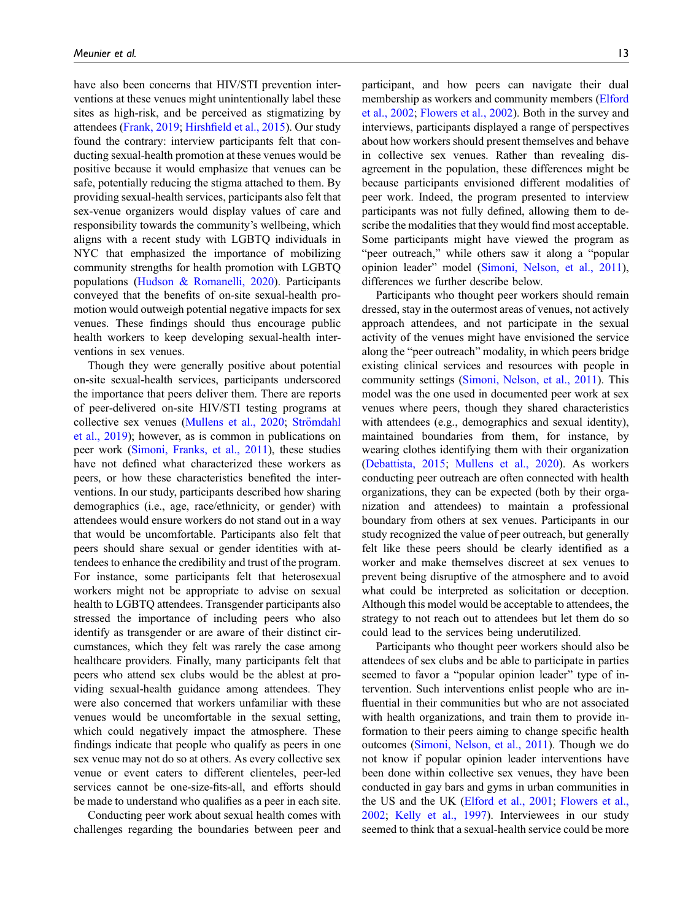have also been concerns that HIV/STI prevention interventions at these venues might unintentionally label these sites as high-risk, and be perceived as stigmatizing by attendees (Frank, 2019; Hirshfield et al., 2015). Our study found the contrary: interview participants felt that conducting sexual-health promotion at these venues would be positive because it would emphasize that venues can be safe, potentially reducing the stigma attached to them. By providing sexual-health services, participants also felt that sex-venue organizers would display values of care and responsibility towards the community's wellbeing, which aligns with a recent study with LGBTQ individuals in NYC that emphasized the importance of mobilizing community strengths for health promotion with LGBTQ populations (Hudson & Romanelli, 2020). Participants conveyed that the benefits of on-site sexual-health promotion would outweigh potential negative impacts for sex venues. These findings should thus encourage public health workers to keep developing sexual-health interventions in sex venues.

Though they were generally positive about potential on-site sexual-health services, participants underscored the importance that peers deliver them. There are reports of peer-delivered on-site HIV/STI testing programs at collective sex venues (Mullens et al., 2020; Strömdahl et al., 2019); however, as is common in publications on peer work (Simoni, Franks, et al., 2011), these studies have not defined what characterized these workers as peers, or how these characteristics benefited the interventions. In our study, participants described how sharing demographics (i.e., age, race/ethnicity, or gender) with attendees would ensure workers do not stand out in a way that would be uncomfortable. Participants also felt that peers should share sexual or gender identities with attendees to enhance the credibility and trust of the program. For instance, some participants felt that heterosexual workers might not be appropriate to advise on sexual health to LGBTQ attendees. Transgender participants also stressed the importance of including peers who also identify as transgender or are aware of their distinct circumstances, which they felt was rarely the case among healthcare providers. Finally, many participants felt that peers who attend sex clubs would be the ablest at providing sexual-health guidance among attendees. They were also concerned that workers unfamiliar with these venues would be uncomfortable in the sexual setting, which could negatively impact the atmosphere. These findings indicate that people who qualify as peers in one sex venue may not do so at others. As every collective sex venue or event caters to different clienteles, peer-led services cannot be one-size-fits-all, and efforts should be made to understand who qualifies as a peer in each site.

Conducting peer work about sexual health comes with challenges regarding the boundaries between peer and participant, and how peers can navigate their dual membership as workers and community members (Elford et al., 2002; Flowers et al., 2002). Both in the survey and interviews, participants displayed a range of perspectives about how workers should present themselves and behave in collective sex venues. Rather than revealing disagreement in the population, these differences might be because participants envisioned different modalities of peer work. Indeed, the program presented to interview participants was not fully defined, allowing them to describe the modalities that they would find most acceptable. Some participants might have viewed the program as "peer outreach," while others saw it along a "popular opinion leader" model (Simoni, Nelson, et al., 2011), differences we further describe below.

Participants who thought peer workers should remain dressed, stay in the outermost areas of venues, not actively approach attendees, and not participate in the sexual activity of the venues might have envisioned the service along the "peer outreach" modality, in which peers bridge existing clinical services and resources with people in community settings (Simoni, Nelson, et al., 2011). This model was the one used in documented peer work at sex venues where peers, though they shared characteristics with attendees (e.g., demographics and sexual identity), maintained boundaries from them, for instance, by wearing clothes identifying them with their organization (Debattista, 2015; Mullens et al., 2020). As workers conducting peer outreach are often connected with health organizations, they can be expected (both by their organization and attendees) to maintain a professional boundary from others at sex venues. Participants in our study recognized the value of peer outreach, but generally felt like these peers should be clearly identified as a worker and make themselves discreet at sex venues to prevent being disruptive of the atmosphere and to avoid what could be interpreted as solicitation or deception. Although this model would be acceptable to attendees, the strategy to not reach out to attendees but let them do so could lead to the services being underutilized.

Participants who thought peer workers should also be attendees of sex clubs and be able to participate in parties seemed to favor a "popular opinion leader" type of intervention. Such interventions enlist people who are influential in their communities but who are not associated with health organizations, and train them to provide information to their peers aiming to change specific health outcomes (Simoni, Nelson, et al., 2011). Though we do not know if popular opinion leader interventions have been done within collective sex venues, they have been conducted in gay bars and gyms in urban communities in the US and the UK (Elford et al., 2001; Flowers et al., 2002; Kelly et al., 1997). Interviewees in our study seemed to think that a sexual-health service could be more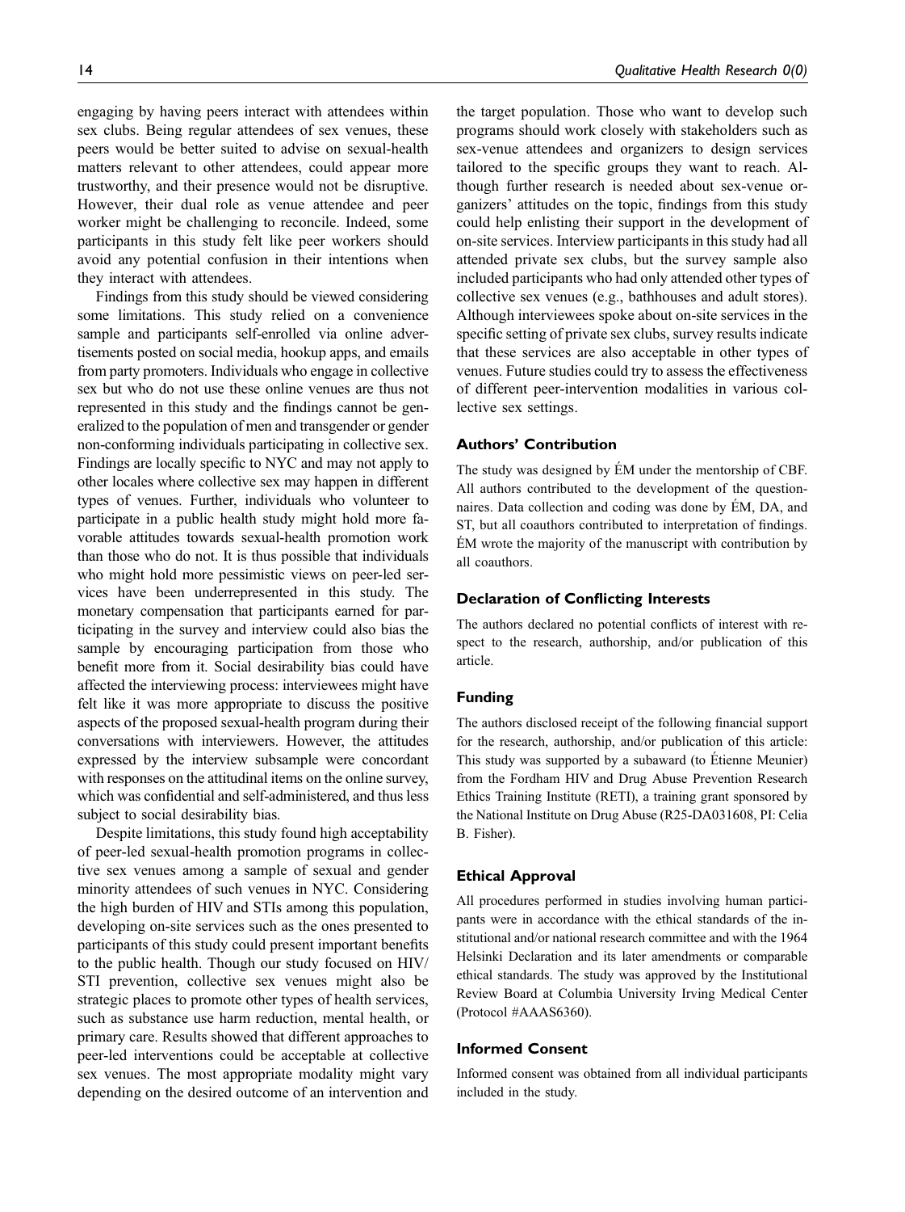engaging by having peers interact with attendees within sex clubs. Being regular attendees of sex venues, these peers would be better suited to advise on sexual-health matters relevant to other attendees, could appear more trustworthy, and their presence would not be disruptive. However, their dual role as venue attendee and peer worker might be challenging to reconcile. Indeed, some participants in this study felt like peer workers should avoid any potential confusion in their intentions when they interact with attendees.

Findings from this study should be viewed considering some limitations. This study relied on a convenience sample and participants self-enrolled via online advertisements posted on social media, hookup apps, and emails from party promoters. Individuals who engage in collective sex but who do not use these online venues are thus not represented in this study and the findings cannot be generalized to the population of men and transgender or gender non-conforming individuals participating in collective sex. Findings are locally specific to NYC and may not apply to other locales where collective sex may happen in different types of venues. Further, individuals who volunteer to participate in a public health study might hold more favorable attitudes towards sexual-health promotion work than those who do not. It is thus possible that individuals who might hold more pessimistic views on peer-led services have been underrepresented in this study. The monetary compensation that participants earned for participating in the survey and interview could also bias the sample by encouraging participation from those who benefit more from it. Social desirability bias could have affected the interviewing process: interviewees might have felt like it was more appropriate to discuss the positive aspects of the proposed sexual-health program during their conversations with interviewers. However, the attitudes expressed by the interview subsample were concordant with responses on the attitudinal items on the online survey, which was confidential and self-administered, and thus less subject to social desirability bias.

Despite limitations, this study found high acceptability of peer-led sexual-health promotion programs in collective sex venues among a sample of sexual and gender minority attendees of such venues in NYC. Considering the high burden of HIV and STIs among this population, developing on-site services such as the ones presented to participants of this study could present important benefits to the public health. Though our study focused on HIV/STI prevention, collective sex venues might also be strategic places to promote other types of health services, such as substance use harm reduction, mental health, or primary care. Results showed that different approaches to peer-led interventions could be acceptable at collective sex venues. The most appropriate modality might vary depending on the desired outcome of an intervention and the target population. Those who want to develop such programs should work closely with stakeholders such as sex-venue attendees and organizers to design services tailored to the specific groups they want to reach. Although further research is needed about sex-venue organizers' attitudes on the topic, findings from this study could help enlisting their support in the development of on-site services. Interview participants in this study had all attended private sex clubs, but the survey sample also included participants who had only attended other types of collective sex venues (e.g., bathhouses and adult stores). Although interviewees spoke about on-site services in the specific setting of private sex clubs, survey results indicate that these services are also acceptable in other types of venues. Future studies could try to assess the effectiveness of different peer-intervention modalities in various collective sex settings.

## Authors' Contribution

The study was designed by ÉM under the mentorship of CBF. All authors contributed to the development of the questionnaires. Data collection and coding was done by ÉM, DA, and ST, but all coauthors contributed to interpretation of findings. ÉM wrote the majority of the manuscript with contribution by all coauthors.

## Declaration of Conflicting Interests

The authors declared no potential conflicts of interest with respect to the research, authorship, and/or publication of this article.

## Funding

The authors disclosed receipt of the following financial support for the research, authorship, and/or publication of this article: This study was supported by a subaward (to Étienne Meunier) from the Fordham HIV and Drug Abuse Prevention Research Ethics Training Institute (RETI), a training grant sponsored by the National Institute on Drug Abuse (R25-DA031608, PI: Celia B. Fisher).

## Ethical Approval

All procedures performed in studies involving human participants were in accordance with the ethical standards of the institutional and/or national research committee and with the 1964 Helsinki Declaration and its later amendments or comparable ethical standards. The study was approved by the Institutional Review Board at Columbia University Irving Medical Center (Protocol #AAAS6360).

## Informed Consent

Informed consent was obtained from all individual participants included in the study.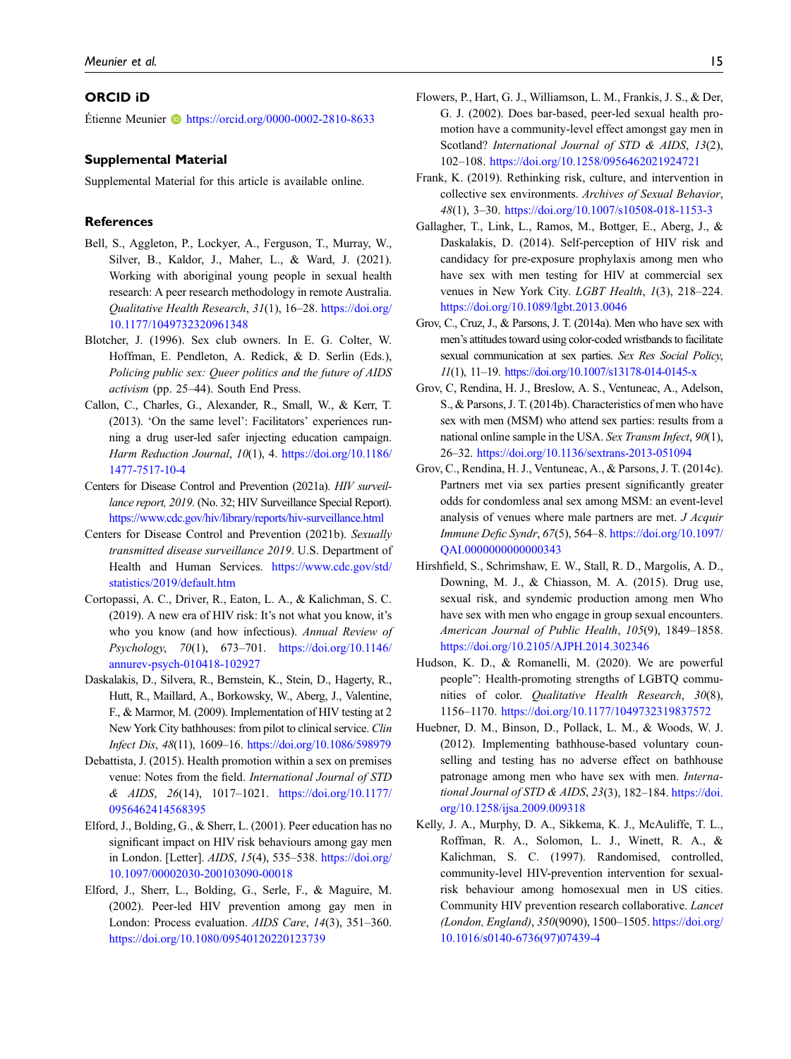## ORCID iD

Étienne Meunier https://orcid.org/0000-0002-2810-8633

## Supplemental Material

Supplemental Material for this article is available online.

## References

Bell, S., Aggleton, P., Lockyer, A., Ferguson, T., Murray, W., Silver, B., Kaldor, J., Maher, L., & Ward, J. (2021). Working with aboriginal young people in sexual health research: A peer research methodology in remote Australia. *Qualitative Health Research*, *31*(1), 16–28. https://doi.org/10.1177/1049732320961348

Blotcher, J. (1996). Sex club owners. In E. G. Colter, W. Hoffman, E. Pendleton, A. Redick, & D. Serlin (Eds.), *Policing public sex: Queer politics and the future of AIDS activism* (pp. 25–44). South End Press.

Callon, C., Charles, G., Alexander, R., Small, W., & Kerr, T. (2013). 'On the same level': Facilitators' experiences running a drug user-led safer injecting education campaign. *Harm Reduction Journal*, *10*(1), 4. https://doi.org/10.1186/1477-7517-10-4

Centers for Disease Control and Prevention (2021a). *HIV surveillance report, 2019*. (No. 32; HIV Surveillance Special Report). https://www.cdc.gov/hiv/library/reports/hiv-surveillance.html

Centers for Disease Control and Prevention (2021b). *Sexually transmitted disease surveillance 2019*. U.S. Department of Health and Human Services. https://www.cdc.gov/std/statistics/2019/default.htm

Cortopassi, A. C., Driver, R., Eaton, L. A., & Kalichman, S. C. (2019). A new era of HIV risk: It's not what you know, it's who you know (and how infectious). *Annual Review of Psychology*, *70*(1), 673–701. https://doi.org/10.1146/annurev-psych-010418-102927

Daskalakis, D., Silvera, R., Bernstein, K., Stein, D., Hagerty, R., Hutt, R., Maillard, A., Borkowsky, W., Aberg, J., Valentine, F., & Marmor, M. (2009). Implementation of HIV testing at 2 New York City bathhouses: from pilot to clinical service. *Clin Infect Dis*, *48*(11), 1609–16. https://doi.org/10.1086/598979

Debattista, J. (2015). Health promotion within a sex on premises venue: Notes from the field. *International Journal of STD & AIDS*, *26*(14), 1017–1021. https://doi.org/10.1177/0956462414568395

Elford, J., Bolding, G., & Sherr, L. (2001). Peer education has no significant impact on HIV risk behaviours among gay men in London. [Letter]. *AIDS*, *15*(4), 535–538. https://doi.org/10.1097/00002030-200103090-00018

Elford, J., Sherr, L., Bolding, G., Serle, F., & Maguire, M. (2002). Peer-led HIV prevention among gay men in London: Process evaluation. *AIDS Care*, *14*(3), 351–360. https://doi.org/10.1080/09540120220123739

Flowers, P., Hart, G. J., Williamson, L. M., Frankis, J. S., & Der, G. J. (2002). Does bar-based, peer-led sexual health promotion have a community-level effect amongst gay men in Scotland? *International Journal of STD & AIDS*, *13*(2), 102–108. https://doi.org/10.1258/0956462021924721

Frank, K. (2019). Rethinking risk, culture, and intervention in collective sex environments. *Archives of Sexual Behavior*, *48*(1), 3–30. https://doi.org/10.1007/s10508-018-1153-3

Gallagher, T., Link, L., Ramos, M., Bottger, E., Aberg, J., & Daskalakis, D. (2014). Self-perception of HIV risk and candidacy for pre-exposure prophylaxis among men who have sex with men testing for HIV at commercial sex venues in New York City. *LGBT Health*, *1*(3), 218–224. https://doi.org/10.1089/lgbt.2013.0046

Grov, C., Cruz, J., & Parsons, J. T. (2014a). Men who have sex with men's attitudes toward using color-coded wristbands to facilitate sexual communication at sex parties. *Sex Res Social Policy*, *11*(1), 11–19. https://doi.org/10.1007/s13178-014-0145-x

Grov, C, Rendina, H. J., Breslow, A. S., Ventuneac, A., Adelson, S., & Parsons, J. T. (2014b). Characteristics of men who have sex with men (MSM) who attend sex parties: results from a national online sample in the USA. *Sex Transm Infect*, *90*(1), 26–32. https://doi.org/10.1136/sextrans-2013-051094

Grov, C., Rendina, H. J., Ventuneac, A., & Parsons, J. T. (2014c). Partners met via sex parties present significantly greater odds for condomless anal sex among MSM: an event-level analysis of venues where male partners are met. *J Acquir Immune Defic Syndr*, *67*(5), 564–8. https://doi.org/10.1097/QAI.0000000000000343

Hirshfield, S., Schrimshaw, E. W., Stall, R. D., Margolis, A. D., Downing, M. J., & Chiasson, M. A. (2015). Drug use, sexual risk, and syndemic production among men Who have sex with men who engage in group sexual encounters. *American Journal of Public Health*, *105*(9), 1849–1858. https://doi.org/10.2105/AJPH.2014.302346

Hudson, K. D., & Romanelli, M. (2020). We are powerful people": Health-promoting strengths of LGBTQ communities of color. *Qualitative Health Research*, *30*(8), 1156–1170. https://doi.org/10.1177/1049732319837572

Huebner, D. M., Binson, D., Pollack, L. M., & Woods, W. J. (2012). Implementing bathhouse-based voluntary counselling and testing has no adverse effect on bathhouse patronage among men who have sex with men. *International Journal of STD & AIDS*, *23*(3), 182–184. https://doi.org/10.1258/ijsa.2009.009318

Kelly, J. A., Murphy, D. A., Sikkema, K. J., McAuliffe, T. L., Roffman, R. A., Solomon, L. J., Winett, R. A., & Kalichman, S. C. (1997). Randomised, controlled, community-level HIV-prevention intervention for sexual-risk behaviour among homosexual men in US cities. Community HIV prevention research collaborative. *Lancet (London, England)*, *350*(9090), 1500–1505. https://doi.org/10.1016/s0140-6736(97)07439-4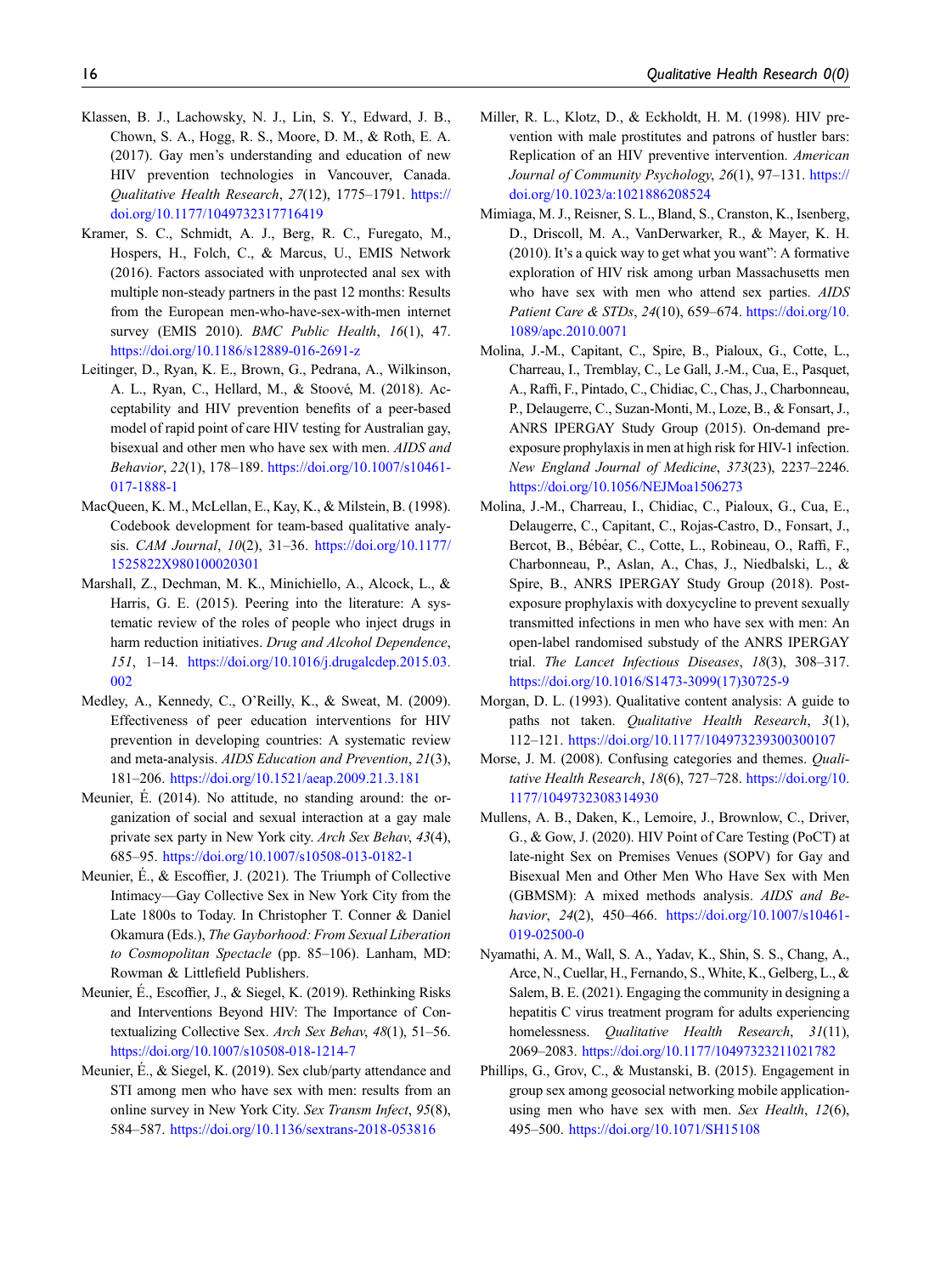Klassen, B. J., Lachowsky, N. J., Lin, S. Y., Edward, J. B., Chown, S. A., Hogg, R. S., Moore, D. M., & Roth, E. A. (2017). Gay men's understanding and education of new HIV prevention technologies in Vancouver, Canada. *Qualitative Health Research*, *27*(12), 1775–1791. https://doi.org/10.1177/1049732317716419

Kramer, S. C., Schmidt, A. J., Berg, R. C., Furegato, M., Hospers, H., Folch, C., & Marcus, U., EMIS Network (2016). Factors associated with unprotected anal sex with multiple non-steady partners in the past 12 months: Results from the European men-who-have-sex-with-men internet survey (EMIS 2010). *BMC Public Health*, *16*(1), 47. https://doi.org/10.1186/s12889-016-2691-z

Leitinger, D., Ryan, K. E., Brown, G., Pedrana, A., Wilkinson, A. L., Ryan, C., Hellard, M., & Stoové, M. (2018). Acceptability and HIV prevention benefits of a peer-based model of rapid point of care HIV testing for Australian gay, bisexual and other men who have sex with men. *AIDS and Behavior*, *22*(1), 178–189. https://doi.org/10.1007/s10461-017-1888-1

MacQueen, K. M., McLellan, E., Kay, K., & Milstein, B. (1998). Codebook development for team-based qualitative analysis. *CAM Journal*, *10*(2), 31–36. https://doi.org/10.1177/1525822X980100020301

Marshall, Z., Dechman, M. K., Minichiello, A., Alcock, L., & Harris, G. E. (2015). Peering into the literature: A systematic review of the roles of people who inject drugs in harm reduction initiatives. *Drug and Alcohol Dependence*, *151*, 1–14. https://doi.org/10.1016/j.drugalcdep.2015.03.002

Medley, A., Kennedy, C., O'Reilly, K., & Sweat, M. (2009). Effectiveness of peer education interventions for HIV prevention in developing countries: A systematic review and meta-analysis. *AIDS Education and Prevention*, *21*(3), 181–206. https://doi.org/10.1521/aeap.2009.21.3.181

Meunier, É. (2014). No attitude, no standing around: the organization of social and sexual interaction at a gay male private sex party in New York city. *Arch Sex Behav*, *43*(4), 685–95. https://doi.org/10.1007/s10508-013-0182-1

Meunier, É., & Escoffier, J. (2021). The Triumph of Collective Intimacy—Gay Collective Sex in New York City from the Late 1800s to Today. In Christopher T. Conner & Daniel Okamura (Eds.), *The Gayborhood: From Sexual Liberation to Cosmopolitan Spectacle* (pp. 85–106). Lanham, MD: Rowman & Littlefield Publishers.

Meunier, É., Escoffier, J., & Siegel, K. (2019). Rethinking Risks and Interventions Beyond HIV: The Importance of Contextualizing Collective Sex. *Arch Sex Behav*, *48*(1), 51–56. https://doi.org/10.1007/s10508-018-1214-7

Meunier, É., & Siegel, K. (2019). Sex club/party attendance and STI among men who have sex with men: results from an online survey in New York City. *Sex Transm Infect*, *95*(8), 584–587. https://doi.org/10.1136/sextrans-2018-053816

Miller, R. L., Klotz, D., & Eckholdt, H. M. (1998). HIV prevention with male prostitutes and patrons of hustler bars: Replication of an HIV preventive intervention. *American Journal of Community Psychology*, *26*(1), 97–131. https://doi.org/10.1023/a:1021886208524

Mimiaga, M. J., Reisner, S. L., Bland, S., Cranston, K., Isenberg, D., Driscoll, M. A., VanDerwarker, R., & Mayer, K. H. (2010). It's a quick way to get what you want": A formative exploration of HIV risk among urban Massachusetts men who have sex with men who attend sex parties. *AIDS Patient Care & STDs*, *24*(10), 659–674. https://doi.org/10.1089/apc.2010.0071

Molina, J.-M., Capitant, C., Spire, B., Pialoux, G., Cotte, L., Charreau, I., Tremblay, C., Le Gall, J.-M., Cua, E., Pasquet, A., Raffi, F., Pintado, C., Chidiac, C., Chas, J., Charbonneau, P., Delaugerre, C., Suzan-Monti, M., Loze, B., & Fonsart, J., ANRS IPERGAY Study Group (2015). On-demand preexposure prophylaxis in men at high risk for HIV-1 infection. *New England Journal of Medicine*, *373*(23), 2237–2246. https://doi.org/10.1056/NEJMoa1506273

Molina, J.-M., Charreau, I., Chidiac, C., Pialoux, G., Cua, E., Delaugerre, C., Capitant, C., Rojas-Castro, D., Fonsart, J., Bercot, B., Bébéar, C., Cotte, L., Robineau, O., Raffi, F., Charbonneau, P., Aslan, A., Chas, J., Niedbalski, L., & Spire, B., ANRS IPERGAY Study Group (2018). Post-exposure prophylaxis with doxycycline to prevent sexually transmitted infections in men who have sex with men: An open-label randomised substudy of the ANRS IPERGAY trial. *The Lancet Infectious Diseases*, *18*(3), 308–317. https://doi.org/10.1016/S1473-3099(17)30725-9

Morgan, D. L. (1993). Qualitative content analysis: A guide to paths not taken. *Qualitative Health Research*, *3*(1), 112–121. https://doi.org/10.1177/104973239300300107

Morse, J. M. (2008). Confusing categories and themes. *Qualitative Health Research*, *18*(6), 727–728. https://doi.org/10.1177/1049732308314930

Mullens, A. B., Daken, K., Lemoire, J., Brownlow, C., Driver, G., & Gow, J. (2020). HIV Point of Care Testing (PoCT) at late-night Sex on Premises Venues (SOPV) for Gay and Bisexual Men and Other Men Who Have Sex with Men (GBMSM): A mixed methods analysis. *AIDS and Behavior*, *24*(2), 450–466. https://doi.org/10.1007/s10461-019-02500-0

Nyamathi, A. M., Wall, S. A., Yadav, K., Shin, S. S., Chang, A., Arce, N., Cuellar, H., Fernando, S., White, K., Gelberg, L., & Salem, B. E. (2021). Engaging the community in designing a hepatitis C virus treatment program for adults experiencing homelessness. *Qualitative Health Research*, *31*(11), 2069–2083. https://doi.org/10.1177/10497323211021782

Phillips, G., Grov, C., & Mustanski, B. (2015). Engagement in group sex among geosocial networking mobile application-using men who have sex with men. *Sex Health*, *12*(6), 495–500. https://doi.org/10.1071/SH15108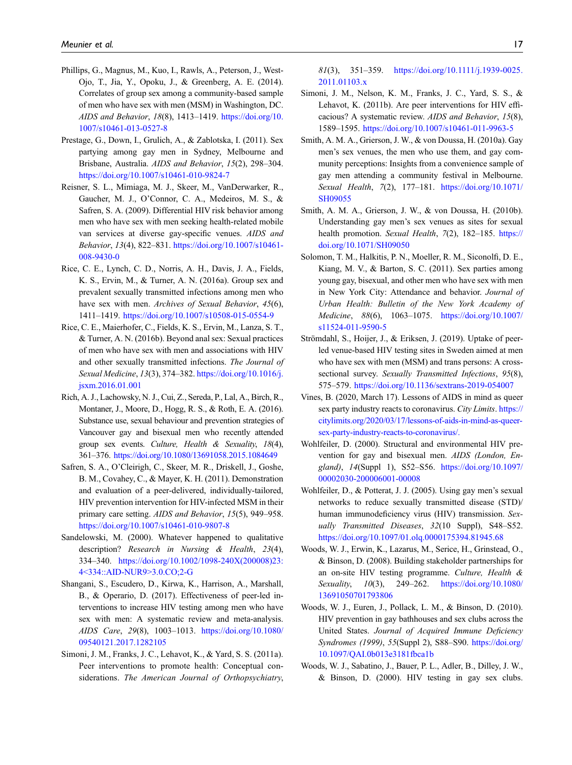Phillips, G., Magnus, M., Kuo, I., Rawls, A., Peterson, J., West-Ojo, T., Jia, Y., Opoku, J., & Greenberg, A. E. (2014). Correlates of group sex among a community-based sample of men who have sex with men (MSM) in Washington, DC. *AIDS and Behavior*, *18*(8), 1413–1419. https://doi.org/10.1007/s10461-013-0527-8

Prestage, G., Down, I., Grulich, A., & Zablotska, I. (2011). Sex partying among gay men in Sydney, Melbourne and Brisbane, Australia. *AIDS and Behavior*, *15*(2), 298–304. https://doi.org/10.1007/s10461-010-9824-7

Reisner, S. L., Mimiaga, M. J., Skeer, M., VanDerwarker, R., Gaucher, M. J., O'Connor, C. A., Medeiros, M. S., & Safren, S. A. (2009). Differential HIV risk behavior among men who have sex with men seeking health-related mobile van services at diverse gay-specific venues. *AIDS and Behavior*, *13*(4), 822–831. https://doi.org/10.1007/s10461-008-9430-0

Rice, C. E., Lynch, C. D., Norris, A. H., Davis, J. A., Fields, K. S., Ervin, M., & Turner, A. N. (2016a). Group sex and prevalent sexually transmitted infections among men who have sex with men. *Archives of Sexual Behavior*, *45*(6), 1411–1419. https://doi.org/10.1007/s10508-015-0554-9

Rice, C. E., Maierhofer, C., Fields, K. S., Ervin, M., Lanza, S. T., & Turner, A. N. (2016b). Beyond anal sex: Sexual practices of men who have sex with men and associations with HIV and other sexually transmitted infections. *The Journal of Sexual Medicine*, *13*(3), 374–382. https://doi.org/10.1016/j.jsxm.2016.01.001

Rich, A. J., Lachowsky, N. J., Cui, Z., Sereda, P., Lal, A., Birch, R., Montaner, J., Moore, D., Hogg, R. S., & Roth, E. A. (2016). Substance use, sexual behaviour and prevention strategies of Vancouver gay and bisexual men who recently attended group sex events. *Culture, Health & Sexuality*, *18*(4), 361–376. https://doi.org/10.1080/13691058.2015.1084649

Safren, S. A., O'Cleirigh, C., Skeer, M. R., Driskell, J., Goshe, B. M., Covahey, C., & Mayer, K. H. (2011). Demonstration and evaluation of a peer-delivered, individually-tailored, HIV prevention intervention for HIV-infected MSM in their primary care setting. *AIDS and Behavior*, *15*(5), 949–958. https://doi.org/10.1007/s10461-010-9807-8

Sandelowski, M. (2000). Whatever happened to qualitative description? *Research in Nursing & Health*, *23*(4), 334–340. https://doi.org/10.1002/1098-240X(200008)23:4<334::AID-NUR9>3.0.CO;2-G

Shangani, S., Escudero, D., Kirwa, K., Harrison, A., Marshall, B., & Operario, D. (2017). Effectiveness of peer-led interventions to increase HIV testing among men who have sex with men: A systematic review and meta-analysis. *AIDS Care*, *29*(8), 1003–1013. https://doi.org/10.1080/09540121.2017.1282105

Simoni, J. M., Franks, J. C., Lehavot, K., & Yard, S. S. (2011a). Peer interventions to promote health: Conceptual considerations. *The American Journal of Orthopsychiatry*, *81*(3), 351–359. https://doi.org/10.1111/j.1939-0025.2011.01103.x

Simoni, J. M., Nelson, K. M., Franks, J. C., Yard, S. S., & Lehavot, K. (2011b). Are peer interventions for HIV efficacious? A systematic review. *AIDS and Behavior*, *15*(8), 1589–1595. https://doi.org/10.1007/s10461-011-9963-5

Smith, A. M. A., Grierson, J. W., & von Doussa, H. (2010a). Gay men's sex venues, the men who use them, and gay community perceptions: Insights from a convenience sample of gay men attending a community festival in Melbourne. *Sexual Health*, *7*(2), 177–181. https://doi.org/10.1071/SH09055

Smith, A. M. A., Grierson, J. W., & von Doussa, H. (2010b). Understanding gay men's sex venues as sites for sexual health promotion. *Sexual Health*, *7*(2), 182–185. https://doi.org/10.1071/SH09050

Solomon, T. M., Halkitis, P. N., Moeller, R. M., Siconolfi, D. E., Kiang, M. V., & Barton, S. C. (2011). Sex parties among young gay, bisexual, and other men who have sex with men in New York City: Attendance and behavior. *Journal of Urban Health: Bulletin of the New York Academy of Medicine*, *88*(6), 1063–1075. https://doi.org/10.1007/s11524-011-9590-5

Strömdahl, S., Hoijer, J., & Eriksen, J. (2019). Uptake of peer-led venue-based HIV testing sites in Sweden aimed at men who have sex with men (MSM) and trans persons: A cross-sectional survey. *Sexually Transmitted Infections*, *95*(8), 575–579. https://doi.org/10.1136/sextrans-2019-054007

Vines, B. (2020, March 17). Lessons of AIDS in mind as queer sex party industry reacts to coronavirus. *City Limits*. https://citylimits.org/2020/03/17/lessons-of-aids-in-mind-as-queer-sex-party-industry-reacts-to-coronavirus/.

Wohlfeiler, D. (2000). Structural and environmental HIV prevention for gay and bisexual men. *AIDS (London, England)*, *14*(Suppl 1), S52–S56. https://doi.org/10.1097/00002030-200006001-00008

Wohlfeiler, D., & Potterat, J. J. (2005). Using gay men's sexual networks to reduce sexually transmitted disease (STD)/human immunodeficiency virus (HIV) transmission. *Sexually Transmitted Diseases*, *32*(10 Suppl), S48–S52. https://doi.org/10.1097/01.olq.0000175394.81945.68

Woods, W. J., Erwin, K., Lazarus, M., Serice, H., Grinstead, O., & Binson, D. (2008). Building stakeholder partnerships for an on-site HIV testing programme. *Culture, Health & Sexuality*, *10*(3), 249–262. https://doi.org/10.1080/13691050701793806

Woods, W. J., Euren, J., Pollack, L. M., & Binson, D. (2010). HIV prevention in gay bathhouses and sex clubs across the United States. *Journal of Acquired Immune Deficiency Syndromes (1999)*, *55*(Suppl 2), S88–S90. https://doi.org/10.1097/QAI.0b013e3181fbca1b

Woods, W. J., Sabatino, J., Bauer, P. L., Adler, B., Dilley, J. W., & Binson, D. (2000). HIV testing in gay sex clubs.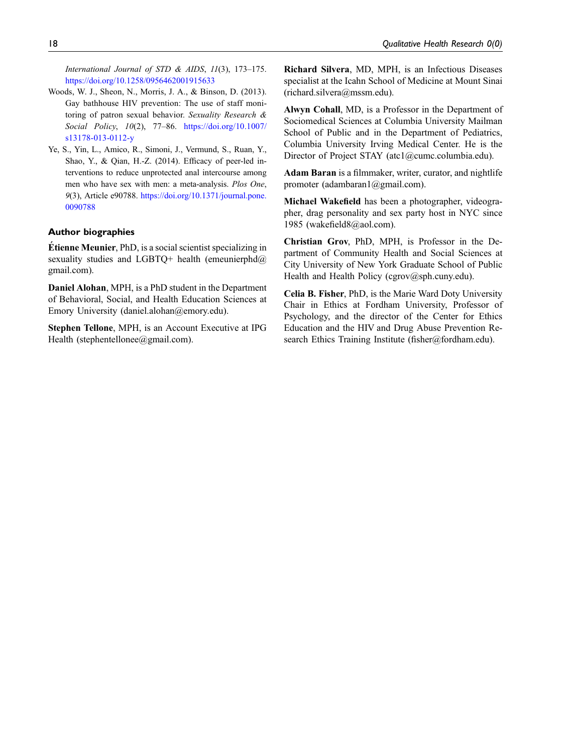*International Journal of STD & AIDS*, *11*(3), 173–175. https://doi.org/10.1258/0956462001915633

Woods, W. J., Sheon, N., Morris, J. A., & Binson, D. (2013). Gay bathhouse HIV prevention: The use of staff monitoring of patron sexual behavior. *Sexuality Research & Social Policy*, *10*(2), 77–86. https://doi.org/10.1007/s13178-013-0112-y

Ye, S., Yin, L., Amico, R., Simoni, J., Vermund, S., Ruan, Y., Shao, Y., & Qian, H.-Z. (2014). Efficacy of peer-led interventions to reduce unprotected anal intercourse among men who have sex with men: a meta-analysis. *Plos One*, *9*(3), Article e90788. https://doi.org/10.1371/journal.pone.0090788

## Author biographies

**Étienne Meunier**, PhD, is a social scientist specializing in sexuality studies and LGBTQ+ health (emeunierphd@gmail.com).

**Daniel Alohan**, MPH, is a PhD student in the Department of Behavioral, Social, and Health Education Sciences at Emory University (daniel.alohan@emory.edu).

**Stephen Tellone**, MPH, is an Account Executive at IPG Health (stephentellonee@gmail.com).

**Richard Silvera**, MD, MPH, is an Infectious Diseases specialist at the Icahn School of Medicine at Mount Sinai (richard.silvera@mssm.edu).

**Alwyn Cohall**, MD, is a Professor in the Department of Sociomedical Sciences at Columbia University Mailman School of Public and in the Department of Pediatrics, Columbia University Irving Medical Center. He is the Director of Project STAY (atc1@cumc.columbia.edu).

**Adam Baran** is a filmmaker, writer, curator, and nightlife promoter (adambaran1@gmail.com).

**Michael Wakefield** has been a photographer, videographer, drag personality and sex party host in NYC since 1985 (wakefield8@aol.com).

**Christian Grov**, PhD, MPH, is Professor in the Department of Community Health and Social Sciences at City University of New York Graduate School of Public Health and Health Policy (cgrov@sph.cuny.edu).

**Celia B. Fisher**, PhD, is the Marie Ward Doty University Chair in Ethics at Fordham University, Professor of Psychology, and the director of the Center for Ethics Education and the HIV and Drug Abuse Prevention Research Ethics Training Institute (fisher@fordham.edu).